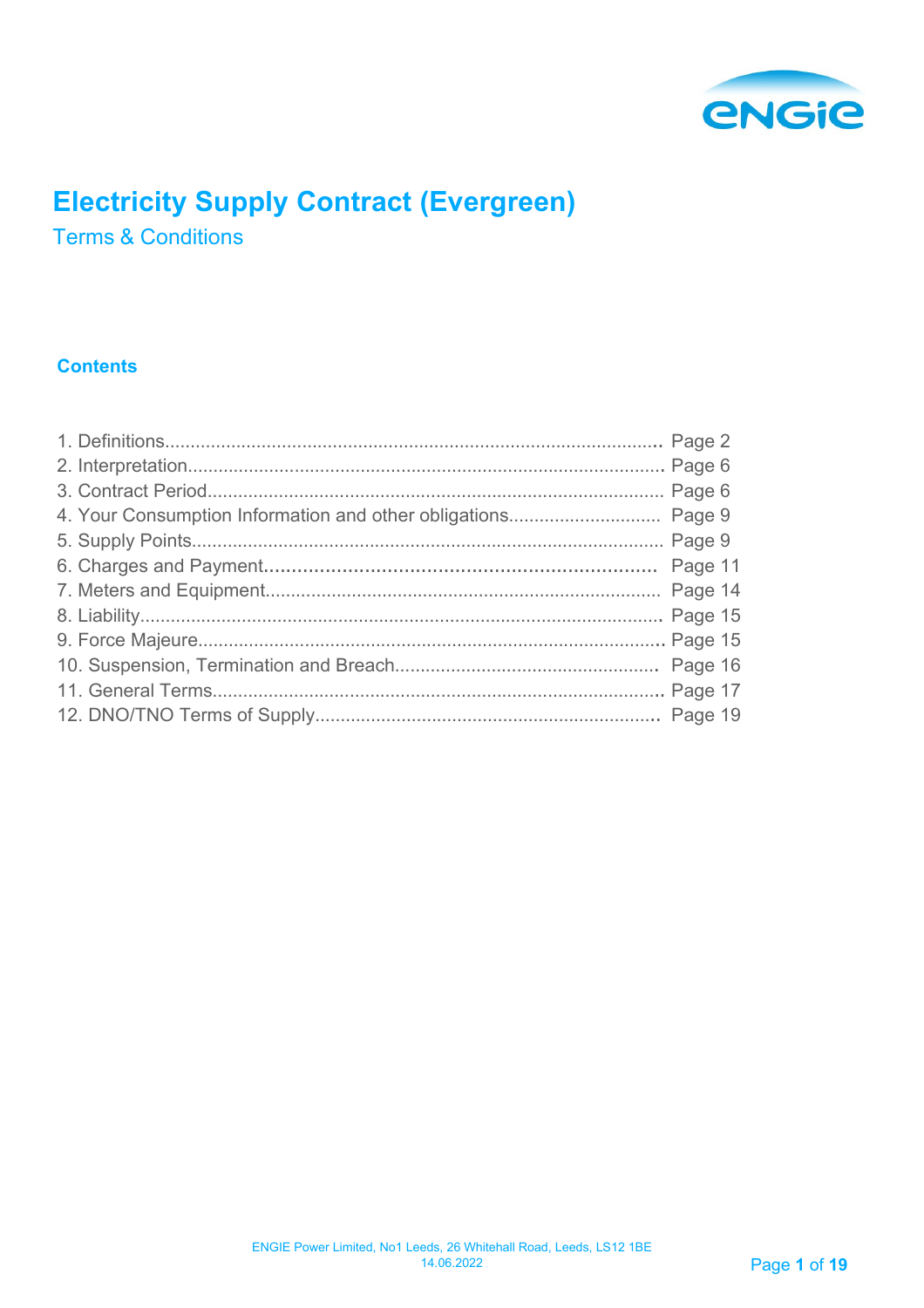# Electricity Supply Contract (Evergreen)

## Terms & Conditions

### Contents

1. Definitions ... Page 2
2. Interpretation ... Page 6
3. Contract Period ... Page 6
4. Your Consumption Information and other obligations ... Page 9
5. Supply Points ... Page 9
6. Charges and Payment ... Page 11
7. Meters and Equipment ... Page 14
8. Liability ... Page 15
9. Force Majeure ... Page 15
10. Suspension, Termination and Breach ... Page 16
11. General Terms ... Page 17
12. DNO/TNO Terms of Supply ... Page 19

ENGIE Power Limited, No1 Leeds, 26 Whitehall Road, Leeds, LS12 1BE
14.06.2022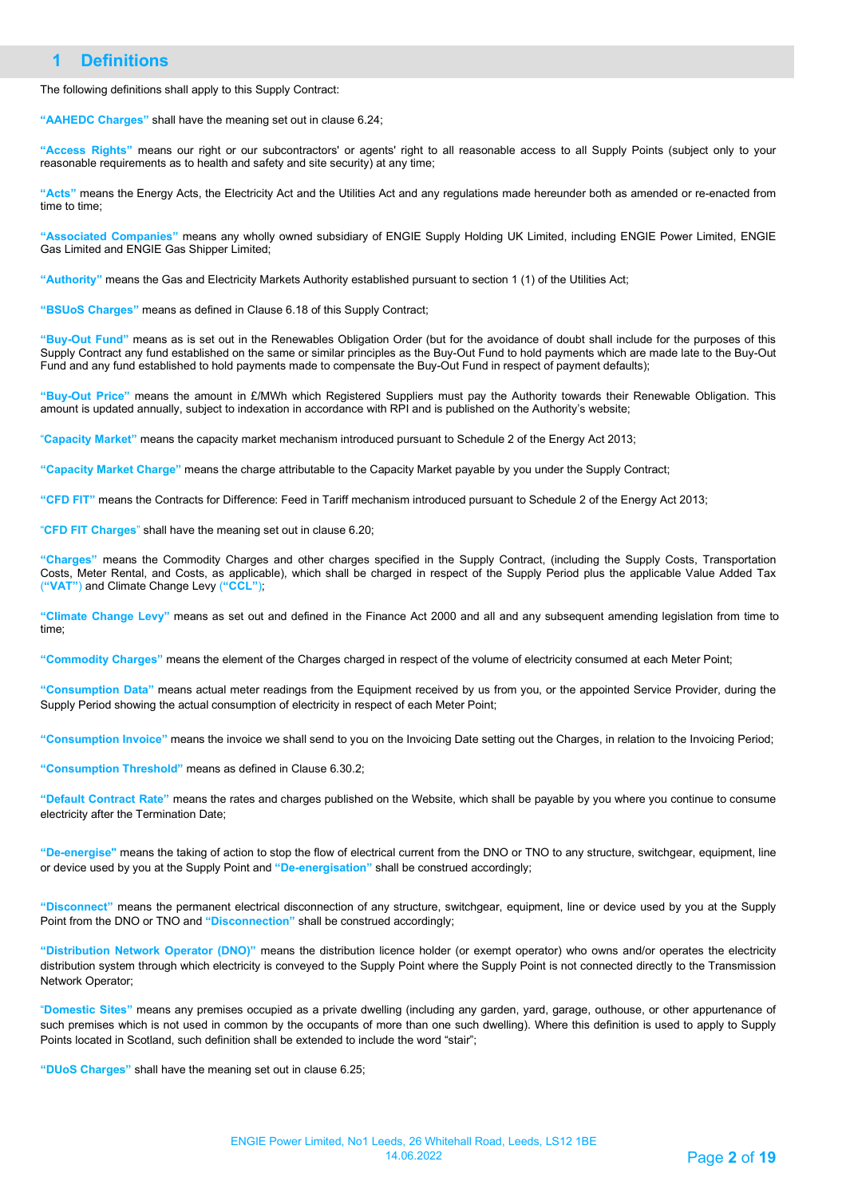## 1 Definitions

The following definitions shall apply to this Supply Contract:

**"AAHEDC Charges"** shall have the meaning set out in clause 6.24;

**"Access Rights"** means our right or our subcontractors' or agents' right to all reasonable access to all Supply Points (subject only to your reasonable requirements as to health and safety and site security) at any time;

**"Acts"** means the Energy Acts, the Electricity Act and the Utilities Act and any regulations made hereunder both as amended or re-enacted from time to time;

**"Associated Companies"** means any wholly owned subsidiary of ENGIE Supply Holding UK Limited, including ENGIE Power Limited, ENGIE Gas Limited and ENGIE Gas Shipper Limited;

**"Authority"** means the Gas and Electricity Markets Authority established pursuant to section 1 (1) of the Utilities Act;

**"BSUoS Charges"** means as defined in Clause 6.18 of this Supply Contract;

**"Buy-Out Fund"** means as is set out in the Renewables Obligation Order (but for the avoidance of doubt shall include for the purposes of this Supply Contract any fund established on the same or similar principles as the Buy-Out Fund to hold payments which are made late to the Buy-Out Fund and any fund established to hold payments made to compensate the Buy-Out Fund in respect of payment defaults);

**"Buy-Out Price"** means the amount in £/MWh which Registered Suppliers must pay the Authority towards their Renewable Obligation. This amount is updated annually, subject to indexation in accordance with RPI and is published on the Authority's website;

**"Capacity Market"** means the capacity market mechanism introduced pursuant to Schedule 2 of the Energy Act 2013;

**"Capacity Market Charge"** means the charge attributable to the Capacity Market payable by you under the Supply Contract;

**"CFD FIT"** means the Contracts for Difference: Feed in Tariff mechanism introduced pursuant to Schedule 2 of the Energy Act 2013;

**"CFD FIT Charges"** shall have the meaning set out in clause 6.20;

**"Charges"** means the Commodity Charges and other charges specified in the Supply Contract, (including the Supply Costs, Transportation Costs, Meter Rental, and Costs, as applicable), which shall be charged in respect of the Supply Period plus the applicable Value Added Tax **("VAT")** and Climate Change Levy **("CCL")**;

**"Climate Change Levy"** means as set out and defined in the Finance Act 2000 and all and any subsequent amending legislation from time to time;

**"Commodity Charges"** means the element of the Charges charged in respect of the volume of electricity consumed at each Meter Point;

**"Consumption Data"** means actual meter readings from the Equipment received by us from you, or the appointed Service Provider, during the Supply Period showing the actual consumption of electricity in respect of each Meter Point;

**"Consumption Invoice"** means the invoice we shall send to you on the Invoicing Date setting out the Charges, in relation to the Invoicing Period;

**"Consumption Threshold"** means as defined in Clause 6.30.2;

**"Default Contract Rate"** means the rates and charges published on the Website, which shall be payable by you where you continue to consume electricity after the Termination Date;

**"De-energise"** means the taking of action to stop the flow of electrical current from the DNO or TNO to any structure, switchgear, equipment, line or device used by you at the Supply Point and **"De-energisation"** shall be construed accordingly;

**"Disconnect"** means the permanent electrical disconnection of any structure, switchgear, equipment, line or device used by you at the Supply Point from the DNO or TNO and **"Disconnection"** shall be construed accordingly;

**"Distribution Network Operator (DNO)"** means the distribution licence holder (or exempt operator) who owns and/or operates the electricity distribution system through which electricity is conveyed to the Supply Point where the Supply Point is not connected directly to the Transmission Network Operator;

**"Domestic Sites"** means any premises occupied as a private dwelling (including any garden, yard, garage, outhouse, or other appurtenance of such premises which is not used in common by the occupants of more than one such dwelling). Where this definition is used to apply to Supply Points located in Scotland, such definition shall be extended to include the word "stair";

**"DUoS Charges"** shall have the meaning set out in clause 6.25;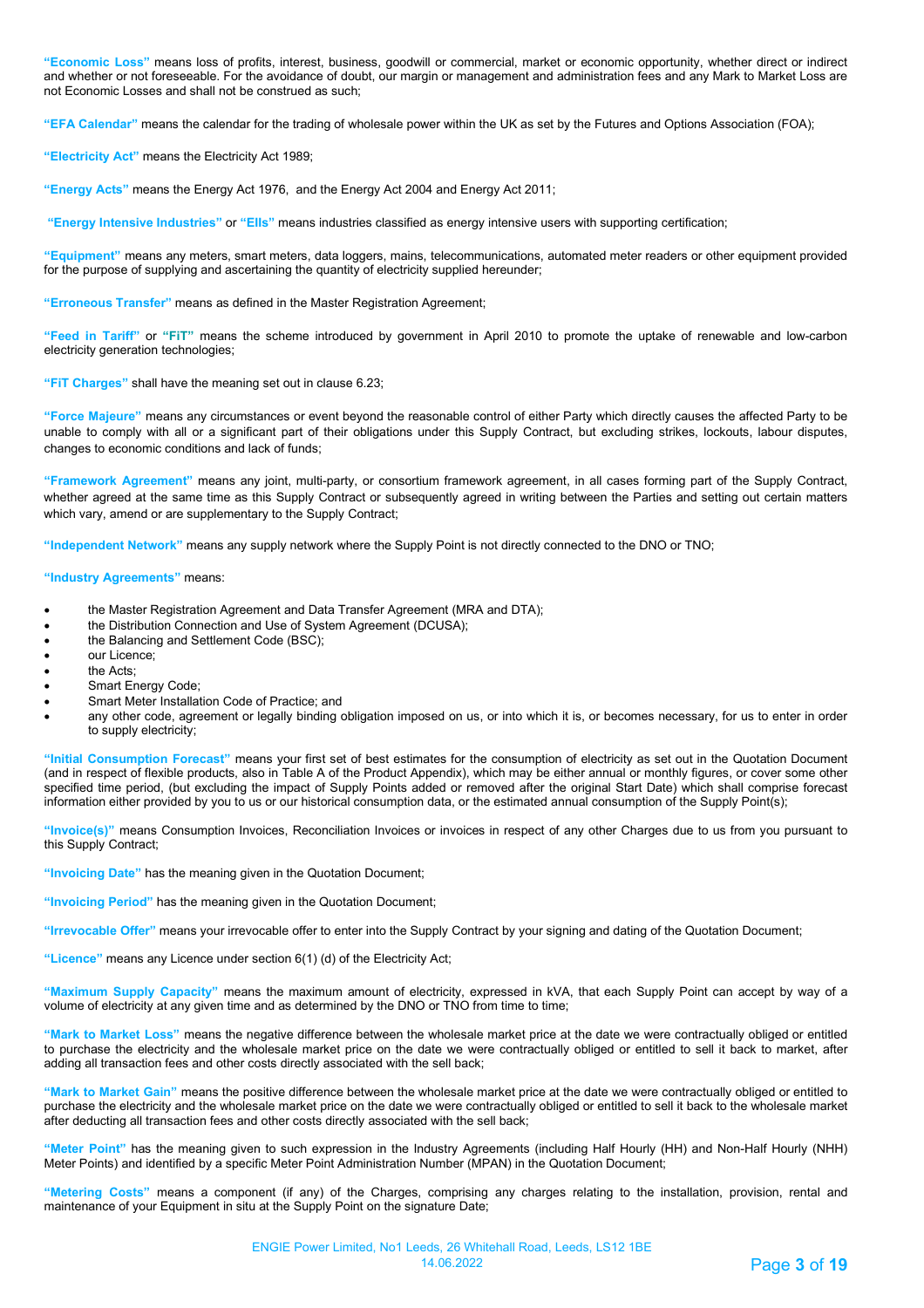**"Economic Loss"** means loss of profits, interest, business, goodwill or commercial, market or economic opportunity, whether direct or indirect and whether or not foreseeable. For the avoidance of doubt, our margin or management and administration fees and any Mark to Market Loss are not Economic Losses and shall not be construed as such;

**"EFA Calendar"** means the calendar for the trading of wholesale power within the UK as set by the Futures and Options Association (FOA);

**"Electricity Act"** means the Electricity Act 1989;

**"Energy Acts"** means the Energy Act 1976, and the Energy Act 2004 and Energy Act 2011;

**"Energy Intensive Industries"** or **"EIIs"** means industries classified as energy intensive users with supporting certification;

**"Equipment"** means any meters, smart meters, data loggers, mains, telecommunications, automated meter readers or other equipment provided for the purpose of supplying and ascertaining the quantity of electricity supplied hereunder;

**"Erroneous Transfer"** means as defined in the Master Registration Agreement;

**"Feed in Tariff"** or **"FiT"** means the scheme introduced by government in April 2010 to promote the uptake of renewable and low-carbon electricity generation technologies;

**"FiT Charges"** shall have the meaning set out in clause 6.23;

**"Force Majeure"** means any circumstances or event beyond the reasonable control of either Party which directly causes the affected Party to be unable to comply with all or a significant part of their obligations under this Supply Contract, but excluding strikes, lockouts, labour disputes, changes to economic conditions and lack of funds;

**"Framework Agreement"** means any joint, multi-party, or consortium framework agreement, in all cases forming part of the Supply Contract, whether agreed at the same time as this Supply Contract or subsequently agreed in writing between the Parties and setting out certain matters which vary, amend or are supplementary to the Supply Contract;

**"Independent Network"** means any supply network where the Supply Point is not directly connected to the DNO or TNO;

**"Industry Agreements"** means:

- the Master Registration Agreement and Data Transfer Agreement (MRA and DTA);
- the Distribution Connection and Use of System Agreement (DCUSA);
- the Balancing and Settlement Code (BSC);
- our Licence;
- the Acts;
- Smart Energy Code;
- Smart Meter Installation Code of Practice; and
- any other code, agreement or legally binding obligation imposed on us, or into which it is, or becomes necessary, for us to enter in order to supply electricity;

**"Initial Consumption Forecast"** means your first set of best estimates for the consumption of electricity as set out in the Quotation Document (and in respect of flexible products, also in Table A of the Product Appendix), which may be either annual or monthly figures, or cover some other specified time period, (but excluding the impact of Supply Points added or removed after the original Start Date) which shall comprise forecast information either provided by you to us or our historical consumption data, or the estimated annual consumption of the Supply Point(s);

**"Invoice(s)"** means Consumption Invoices, Reconciliation Invoices or invoices in respect of any other Charges due to us from you pursuant to this Supply Contract;

**"Invoicing Date"** has the meaning given in the Quotation Document;

**"Invoicing Period"** has the meaning given in the Quotation Document;

**"Irrevocable Offer"** means your irrevocable offer to enter into the Supply Contract by your signing and dating of the Quotation Document;

**"Licence"** means any Licence under section 6(1) (d) of the Electricity Act;

**"Maximum Supply Capacity"** means the maximum amount of electricity, expressed in kVA, that each Supply Point can accept by way of a volume of electricity at any given time and as determined by the DNO or TNO from time to time;

**"Mark to Market Loss"** means the negative difference between the wholesale market price at the date we were contractually obliged or entitled to purchase the electricity and the wholesale market price on the date we were contractually obliged or entitled to sell it back to market, after adding all transaction fees and other costs directly associated with the sell back;

**"Mark to Market Gain"** means the positive difference between the wholesale market price at the date we were contractually obliged or entitled to purchase the electricity and the wholesale market price on the date we were contractually obliged or entitled to sell it back to the wholesale market after deducting all transaction fees and other costs directly associated with the sell back;

**"Meter Point"** has the meaning given to such expression in the Industry Agreements (including Half Hourly (HH) and Non-Half Hourly (NHH) Meter Points) and identified by a specific Meter Point Administration Number (MPAN) in the Quotation Document;

**"Metering Costs"** means a component (if any) of the Charges, comprising any charges relating to the installation, provision, rental and maintenance of your Equipment in situ at the Supply Point on the signature Date;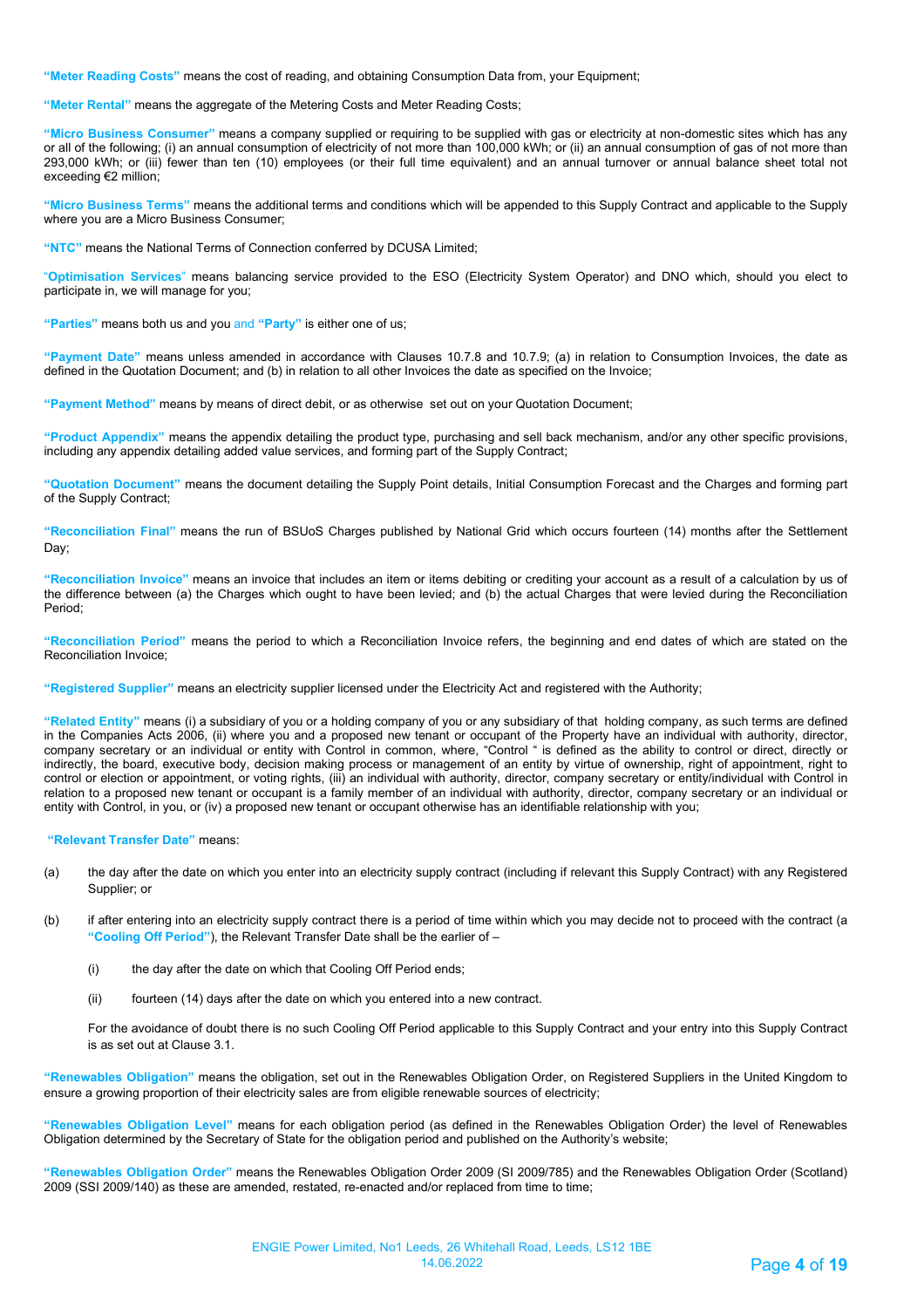**"Meter Reading Costs"** means the cost of reading, and obtaining Consumption Data from, your Equipment;

**"Meter Rental"** means the aggregate of the Metering Costs and Meter Reading Costs;

**"Micro Business Consumer"** means a company supplied or requiring to be supplied with gas or electricity at non-domestic sites which has any or all of the following; (i) an annual consumption of electricity of not more than 100,000 kWh; or (ii) an annual consumption of gas of not more than 293,000 kWh; or (iii) fewer than ten (10) employees (or their full time equivalent) and an annual turnover or annual balance sheet total not exceeding €2 million;

**"Micro Business Terms"** means the additional terms and conditions which will be appended to this Supply Contract and applicable to the Supply where you are a Micro Business Consumer;

**"NTC"** means the National Terms of Connection conferred by DCUSA Limited;

"**Optimisation Services**" means balancing service provided to the ESO (Electricity System Operator) and DNO which, should you elect to participate in, we will manage for you;

**"Parties"** means both us and you and **"Party"** is either one of us;

**"Payment Date"** means unless amended in accordance with Clauses 10.7.8 and 10.7.9; (a) in relation to Consumption Invoices, the date as defined in the Quotation Document; and (b) in relation to all other Invoices the date as specified on the Invoice;

**"Payment Method"** means by means of direct debit, or as otherwise set out on your Quotation Document;

**"Product Appendix"** means the appendix detailing the product type, purchasing and sell back mechanism, and/or any other specific provisions, including any appendix detailing added value services, and forming part of the Supply Contract;

**"Quotation Document"** means the document detailing the Supply Point details, Initial Consumption Forecast and the Charges and forming part of the Supply Contract;

**"Reconciliation Final"** means the run of BSUoS Charges published by National Grid which occurs fourteen (14) months after the Settlement Day;

**"Reconciliation Invoice"** means an invoice that includes an item or items debiting or crediting your account as a result of a calculation by us of the difference between (a) the Charges which ought to have been levied; and (b) the actual Charges that were levied during the Reconciliation Period;

**"Reconciliation Period"** means the period to which a Reconciliation Invoice refers, the beginning and end dates of which are stated on the Reconciliation Invoice;

**"Registered Supplier"** means an electricity supplier licensed under the Electricity Act and registered with the Authority;

**"Related Entity"** means (i) a subsidiary of you or a holding company of you or any subsidiary of that holding company, as such terms are defined in the Companies Acts 2006, (ii) where you and a proposed new tenant or occupant of the Property have an individual with authority, director, company secretary or an individual or entity with Control in common, where, "Control " is defined as the ability to control or direct, directly or indirectly, the board, executive body, decision making process or management of an entity by virtue of ownership, right of appointment, right to control or election or appointment, or voting rights, (iii) an individual with authority, director, company secretary or entity/individual with Control in relation to a proposed new tenant or occupant is a family member of an individual with authority, director, company secretary or an individual or entity with Control, in you, or (iv) a proposed new tenant or occupant otherwise has an identifiable relationship with you;

**"Relevant Transfer Date"** means:

(a) the day after the date on which you enter into an electricity supply contract (including if relevant this Supply Contract) with any Registered Supplier; or

(b) if after entering into an electricity supply contract there is a period of time within which you may decide not to proceed with the contract (a **"Cooling Off Period"**), the Relevant Transfer Date shall be the earlier of –

  (i) the day after the date on which that Cooling Off Period ends;

  (ii) fourteen (14) days after the date on which you entered into a new contract.

  For the avoidance of doubt there is no such Cooling Off Period applicable to this Supply Contract and your entry into this Supply Contract is as set out at Clause 3.1.

**"Renewables Obligation"** means the obligation, set out in the Renewables Obligation Order, on Registered Suppliers in the United Kingdom to ensure a growing proportion of their electricity sales are from eligible renewable sources of electricity;

**"Renewables Obligation Level"** means for each obligation period (as defined in the Renewables Obligation Order) the level of Renewables Obligation determined by the Secretary of State for the obligation period and published on the Authority's website;

**"Renewables Obligation Order"** means the Renewables Obligation Order 2009 (SI 2009/785) and the Renewables Obligation Order (Scotland) 2009 (SSI 2009/140) as these are amended, restated, re-enacted and/or replaced from time to time;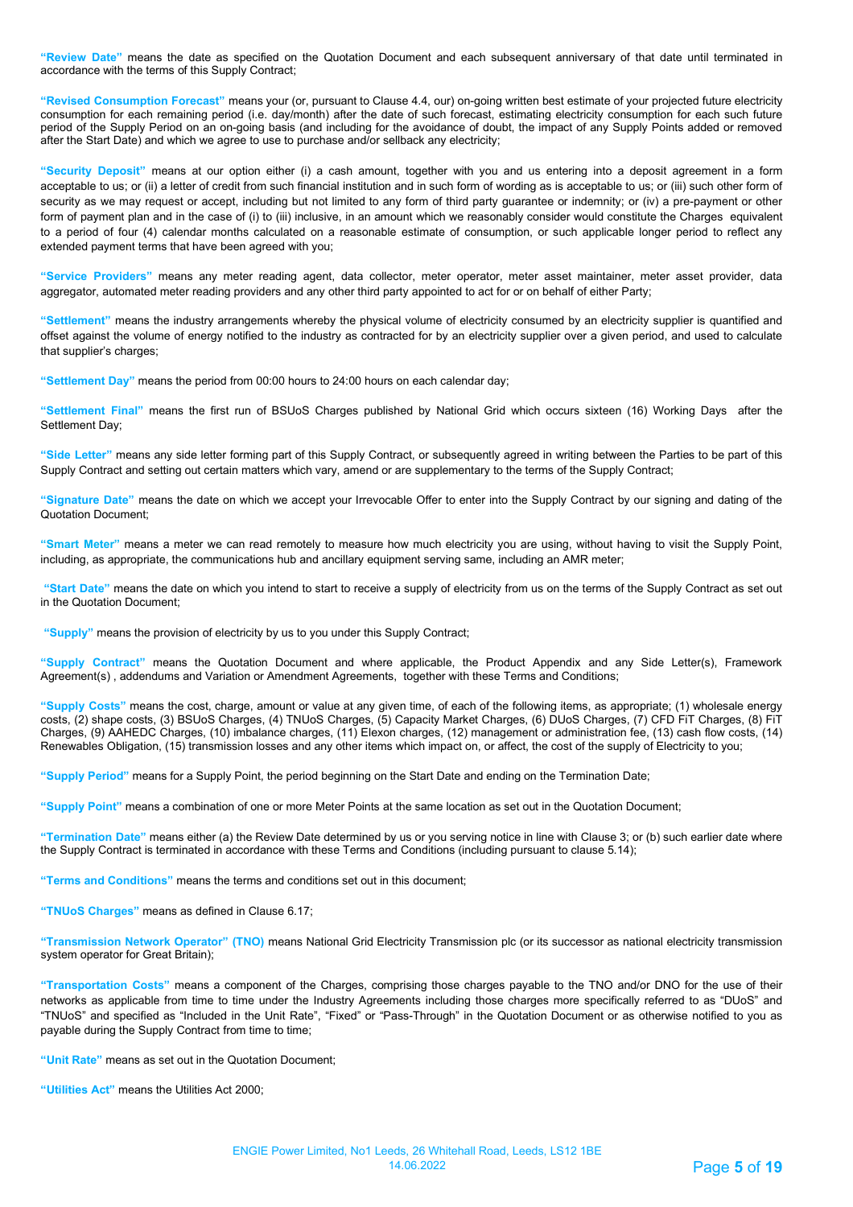**"Review Date"** means the date as specified on the Quotation Document and each subsequent anniversary of that date until terminated in accordance with the terms of this Supply Contract;

**"Revised Consumption Forecast"** means your (or, pursuant to Clause 4.4, our) on-going written best estimate of your projected future electricity consumption for each remaining period (i.e. day/month) after the date of such forecast, estimating electricity consumption for each such future period of the Supply Period on an on-going basis (and including for the avoidance of doubt, the impact of any Supply Points added or removed after the Start Date) and which we agree to use to purchase and/or sellback any electricity;

**"Security Deposit"** means at our option either (i) a cash amount, together with you and us entering into a deposit agreement in a form acceptable to us; or (ii) a letter of credit from such financial institution and in such form of wording as is acceptable to us; or (iii) such other form of security as we may request or accept, including but not limited to any form of third party guarantee or indemnity; or (iv) a pre-payment or other form of payment plan and in the case of (i) to (iii) inclusive, in an amount which we reasonably consider would constitute the Charges equivalent to a period of four (4) calendar months calculated on a reasonable estimate of consumption, or such applicable longer period to reflect any extended payment terms that have been agreed with you;

**"Service Providers"** means any meter reading agent, data collector, meter operator, meter asset maintainer, meter asset provider, data aggregator, automated meter reading providers and any other third party appointed to act for or on behalf of either Party;

**"Settlement"** means the industry arrangements whereby the physical volume of electricity consumed by an electricity supplier is quantified and offset against the volume of energy notified to the industry as contracted for by an electricity supplier over a given period, and used to calculate that supplier's charges;

**"Settlement Day"** means the period from 00:00 hours to 24:00 hours on each calendar day;

**"Settlement Final"** means the first run of BSUoS Charges published by National Grid which occurs sixteen (16) Working Days after the Settlement Day;

**"Side Letter"** means any side letter forming part of this Supply Contract, or subsequently agreed in writing between the Parties to be part of this Supply Contract and setting out certain matters which vary, amend or are supplementary to the terms of the Supply Contract;

**"Signature Date"** means the date on which we accept your Irrevocable Offer to enter into the Supply Contract by our signing and dating of the Quotation Document;

**"Smart Meter"** means a meter we can read remotely to measure how much electricity you are using, without having to visit the Supply Point, including, as appropriate, the communications hub and ancillary equipment serving same, including an AMR meter;

**"Start Date"** means the date on which you intend to start to receive a supply of electricity from us on the terms of the Supply Contract as set out in the Quotation Document;

**"Supply"** means the provision of electricity by us to you under this Supply Contract;

**"Supply Contract"** means the Quotation Document and where applicable, the Product Appendix and any Side Letter(s), Framework Agreement(s) , addendums and Variation or Amendment Agreements, together with these Terms and Conditions;

**"Supply Costs"** means the cost, charge, amount or value at any given time, of each of the following items, as appropriate; (1) wholesale energy costs, (2) shape costs, (3) BSUoS Charges, (4) TNUoS Charges, (5) Capacity Market Charges, (6) DUoS Charges, (7) CFD FiT Charges, (8) FiT Charges, (9) AAHEDC Charges, (10) imbalance charges, (11) Elexon charges, (12) management or administration fee, (13) cash flow costs, (14) Renewables Obligation, (15) transmission losses and any other items which impact on, or affect, the cost of the supply of Electricity to you;

**"Supply Period"** means for a Supply Point, the period beginning on the Start Date and ending on the Termination Date;

**"Supply Point"** means a combination of one or more Meter Points at the same location as set out in the Quotation Document;

**"Termination Date"** means either (a) the Review Date determined by us or you serving notice in line with Clause 3; or (b) such earlier date where the Supply Contract is terminated in accordance with these Terms and Conditions (including pursuant to clause 5.14);

**"Terms and Conditions"** means the terms and conditions set out in this document;

**"TNUoS Charges"** means as defined in Clause 6.17;

**"Transmission Network Operator" (TNO)** means National Grid Electricity Transmission plc (or its successor as national electricity transmission system operator for Great Britain);

**"Transportation Costs"** means a component of the Charges, comprising those charges payable to the TNO and/or DNO for the use of their networks as applicable from time to time under the Industry Agreements including those charges more specifically referred to as "DUoS" and "TNUoS" and specified as "Included in the Unit Rate", "Fixed" or "Pass-Through" in the Quotation Document or as otherwise notified to you as payable during the Supply Contract from time to time;

**"Unit Rate"** means as set out in the Quotation Document;

**"Utilities Act"** means the Utilities Act 2000;

ENGIE Power Limited, No1 Leeds, 26 Whitehall Road, Leeds, LS12 1BE
14.06.2022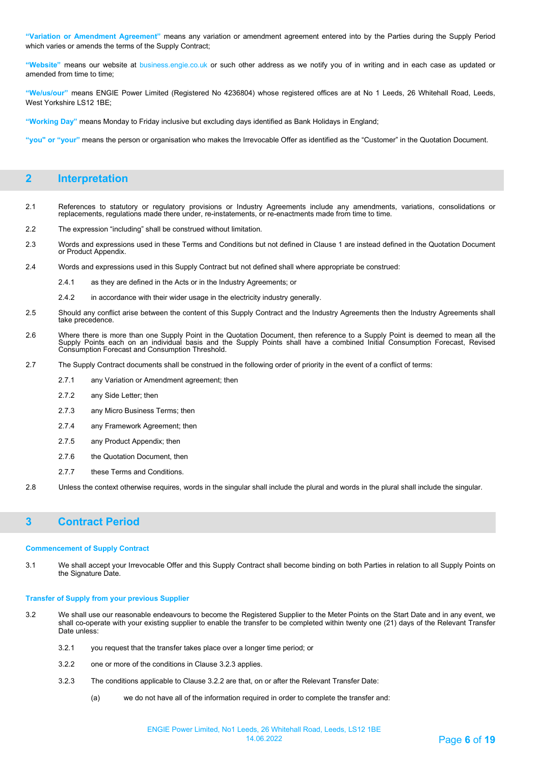**"Variation or Amendment Agreement"** means any variation or amendment agreement entered into by the Parties during the Supply Period which varies or amends the terms of the Supply Contract;

**"Website"** means our website at business.engie.co.uk or such other address as we notify you of in writing and in each case as updated or amended from time to time;

**"We/us/our"** means ENGIE Power Limited (Registered No 4236804) whose registered offices are at No 1 Leeds, 26 Whitehall Road, Leeds, West Yorkshire LS12 1BE;

**"Working Day"** means Monday to Friday inclusive but excluding days identified as Bank Holidays in England;

**"you" or "your"** means the person or organisation who makes the Irrevocable Offer as identified as the "Customer" in the Quotation Document.

## 2 Interpretation

2.1 References to statutory or regulatory provisions or Industry Agreements include any amendments, variations, consolidations or replacements, regulations made there under, re-instatements, or re-enactments made from time to time.

2.2 The expression "including" shall be construed without limitation.

2.3 Words and expressions used in these Terms and Conditions but not defined in Clause 1 are instead defined in the Quotation Document or Product Appendix.

2.4 Words and expressions used in this Supply Contract but not defined shall where appropriate be construed:

2.4.1 as they are defined in the Acts or in the Industry Agreements; or

2.4.2 in accordance with their wider usage in the electricity industry generally.

2.5 Should any conflict arise between the content of this Supply Contract and the Industry Agreements then the Industry Agreements shall take precedence.

2.6 Where there is more than one Supply Point in the Quotation Document, then reference to a Supply Point is deemed to mean all the Supply Points each on an individual basis and the Supply Points shall have a combined Initial Consumption Forecast, Revised Consumption Forecast and Consumption Threshold.

2.7 The Supply Contract documents shall be construed in the following order of priority in the event of a conflict of terms:

2.7.1 any Variation or Amendment agreement; then

2.7.2 any Side Letter; then

2.7.3 any Micro Business Terms; then

2.7.4 any Framework Agreement; then

2.7.5 any Product Appendix; then

2.7.6 the Quotation Document, then

2.7.7 these Terms and Conditions.

2.8 Unless the context otherwise requires, words in the singular shall include the plural and words in the plural shall include the singular.

## 3 Contract Period

### Commencement of Supply Contract

3.1 We shall accept your Irrevocable Offer and this Supply Contract shall become binding on both Parties in relation to all Supply Points on the Signature Date.

### Transfer of Supply from your previous Supplier

3.2 We shall use our reasonable endeavours to become the Registered Supplier to the Meter Points on the Start Date and in any event, we shall co-operate with your existing supplier to enable the transfer to be completed within twenty one (21) days of the Relevant Transfer Date unless:

3.2.1 you request that the transfer takes place over a longer time period; or

3.2.2 one or more of the conditions in Clause 3.2.3 applies.

3.2.3 The conditions applicable to Clause 3.2.2 are that, on or after the Relevant Transfer Date:

(a) we do not have all of the information required in order to complete the transfer and: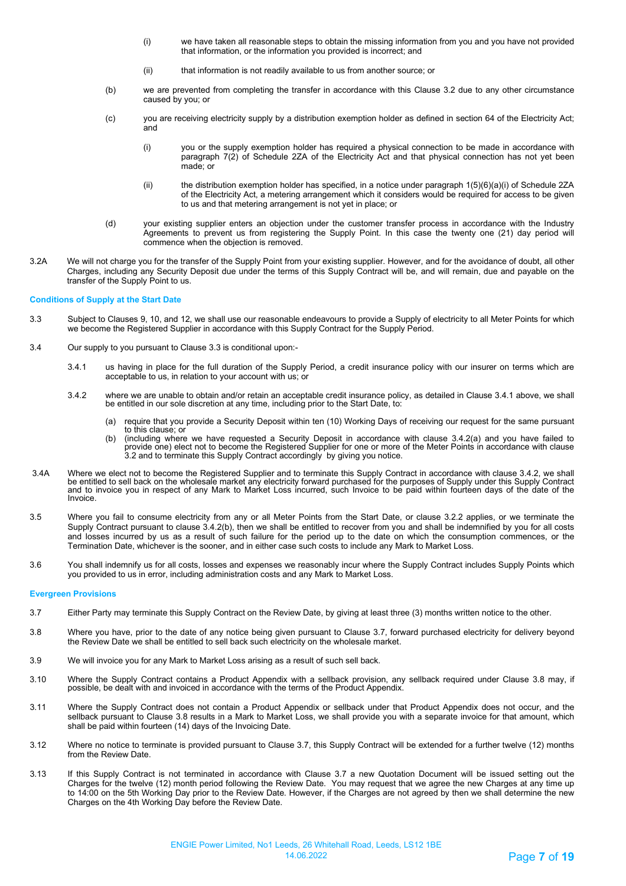(i) we have taken all reasonable steps to obtain the missing information from you and you have not provided that information, or the information you provided is incorrect; and

(ii) that information is not readily available to us from another source; or

(b) we are prevented from completing the transfer in accordance with this Clause 3.2 due to any other circumstance caused by you; or

(c) you are receiving electricity supply by a distribution exemption holder as defined in section 64 of the Electricity Act; and

(i) you or the supply exemption holder has required a physical connection to be made in accordance with paragraph 7(2) of Schedule 2ZA of the Electricity Act and that physical connection has not yet been made; or

(ii) the distribution exemption holder has specified, in a notice under paragraph 1(5)(6)(a)(i) of Schedule 2ZA of the Electricity Act, a metering arrangement which it considers would be required for access to be given to us and that metering arrangement is not yet in place; or

(d) your existing supplier enters an objection under the customer transfer process in accordance with the Industry Agreements to prevent us from registering the Supply Point. In this case the twenty one (21) day period will commence when the objection is removed.

3.2A We will not charge you for the transfer of the Supply Point from your existing supplier. However, and for the avoidance of doubt, all other Charges, including any Security Deposit due under the terms of this Supply Contract will be, and will remain, due and payable on the transfer of the Supply Point to us.

### Conditions of Supply at the Start Date

3.3 Subject to Clauses 9, 10, and 12, we shall use our reasonable endeavours to provide a Supply of electricity to all Meter Points for which we become the Registered Supplier in accordance with this Supply Contract for the Supply Period.

3.4 Our supply to you pursuant to Clause 3.3 is conditional upon:-

3.4.1 us having in place for the full duration of the Supply Period, a credit insurance policy with our insurer on terms which are acceptable to us, in relation to your account with us; or

3.4.2 where we are unable to obtain and/or retain an acceptable credit insurance policy, as detailed in Clause 3.4.1 above, we shall be entitled in our sole discretion at any time, including prior to the Start Date, to:

(a) require that you provide a Security Deposit within ten (10) Working Days of receiving our request for the same pursuant to this clause; or

(b) (including where we have requested a Security Deposit in accordance with clause 3.4.2(a) and you have failed to provide one) elect not to become the Registered Supplier for one or more of the Meter Points in accordance with clause 3.2 and to terminate this Supply Contract accordingly by giving you notice.

3.4A Where we elect not to become the Registered Supplier and to terminate this Supply Contract in accordance with clause 3.4.2, we shall be entitled to sell back on the wholesale market any electricity forward purchased for the purposes of Supply under this Supply Contract and to invoice you in respect of any Mark to Market Loss incurred, such Invoice to be paid within fourteen days of the date of the Invoice.

3.5 Where you fail to consume electricity from any or all Meter Points from the Start Date, or clause 3.2.2 applies, or we terminate the Supply Contract pursuant to clause 3.4.2(b), then we shall be entitled to recover from you and shall be indemnified by you for all costs and losses incurred by us as a result of such failure for the period up to the date on which the consumption commences, or the Termination Date, whichever is the sooner, and in either case such costs to include any Mark to Market Loss.

3.6 You shall indemnify us for all costs, losses and expenses we reasonably incur where the Supply Contract includes Supply Points which you provided to us in error, including administration costs and any Mark to Market Loss.

### Evergreen Provisions

3.7 Either Party may terminate this Supply Contract on the Review Date, by giving at least three (3) months written notice to the other.

3.8 Where you have, prior to the date of any notice being given pursuant to Clause 3.7, forward purchased electricity for delivery beyond the Review Date we shall be entitled to sell back such electricity on the wholesale market.

3.9 We will invoice you for any Mark to Market Loss arising as a result of such sell back.

3.10 Where the Supply Contract contains a Product Appendix with a sellback provision, any sellback required under Clause 3.8 may, if possible, be dealt with and invoiced in accordance with the terms of the Product Appendix.

3.11 Where the Supply Contract does not contain a Product Appendix or sellback under that Product Appendix does not occur, and the sellback pursuant to Clause 3.8 results in a Mark to Market Loss, we shall provide you with a separate invoice for that amount, which shall be paid within fourteen (14) days of the Invoicing Date.

3.12 Where no notice to terminate is provided pursuant to Clause 3.7, this Supply Contract will be extended for a further twelve (12) months from the Review Date.

3.13 If this Supply Contract is not terminated in accordance with Clause 3.7 a new Quotation Document will be issued setting out the Charges for the twelve (12) month period following the Review Date. You may request that we agree the new Charges at any time up to 14:00 on the 5th Working Day prior to the Review Date. However, if the Charges are not agreed by then we shall determine the new Charges on the 4th Working Day before the Review Date.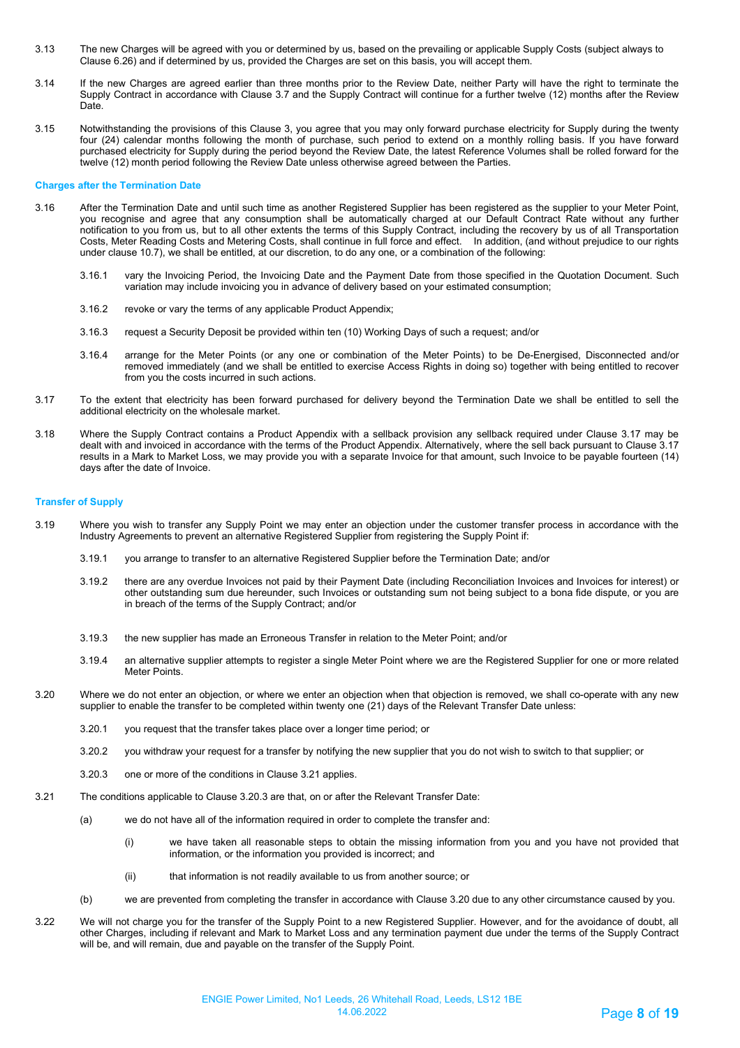3.13 The new Charges will be agreed with you or determined by us, based on the prevailing or applicable Supply Costs (subject always to Clause 6.26) and if determined by us, provided the Charges are set on this basis, you will accept them.

3.14 If the new Charges are agreed earlier than three months prior to the Review Date, neither Party will have the right to terminate the Supply Contract in accordance with Clause 3.7 and the Supply Contract will continue for a further twelve (12) months after the Review Date.

3.15 Notwithstanding the provisions of this Clause 3, you agree that you may only forward purchase electricity for Supply during the twenty four (24) calendar months following the month of purchase, such period to extend on a monthly rolling basis. If you have forward purchased electricity for Supply during the period beyond the Review Date, the latest Reference Volumes shall be rolled forward for the twelve (12) month period following the Review Date unless otherwise agreed between the Parties.

**Charges after the Termination Date**

3.16 After the Termination Date and until such time as another Registered Supplier has been registered as the supplier to your Meter Point, you recognise and agree that any consumption shall be automatically charged at our Default Contract Rate without any further notification to you from us, but to all other extents the terms of this Supply Contract, including the recovery by us of all Transportation Costs, Meter Reading Costs and Metering Costs, shall continue in full force and effect. In addition, (and without prejudice to our rights under clause 10.7), we shall be entitled, at our discretion, to do any one, or a combination of the following:

3.16.1 vary the Invoicing Period, the Invoicing Date and the Payment Date from those specified in the Quotation Document. Such variation may include invoicing you in advance of delivery based on your estimated consumption;

3.16.2 revoke or vary the terms of any applicable Product Appendix;

3.16.3 request a Security Deposit be provided within ten (10) Working Days of such a request; and/or

3.16.4 arrange for the Meter Points (or any one or combination of the Meter Points) to be De-Energised, Disconnected and/or removed immediately (and we shall be entitled to exercise Access Rights in doing so) together with being entitled to recover from you the costs incurred in such actions.

3.17 To the extent that electricity has been forward purchased for delivery beyond the Termination Date we shall be entitled to sell the additional electricity on the wholesale market.

3.18 Where the Supply Contract contains a Product Appendix with a sellback provision any sellback required under Clause 3.17 may be dealt with and invoiced in accordance with the terms of the Product Appendix. Alternatively, where the sell back pursuant to Clause 3.17 results in a Mark to Market Loss, we may provide you with a separate Invoice for that amount, such Invoice to be payable fourteen (14) days after the date of Invoice.

**Transfer of Supply**

3.19 Where you wish to transfer any Supply Point we may enter an objection under the customer transfer process in accordance with the Industry Agreements to prevent an alternative Registered Supplier from registering the Supply Point if:

3.19.1 you arrange to transfer to an alternative Registered Supplier before the Termination Date; and/or

3.19.2 there are any overdue Invoices not paid by their Payment Date (including Reconciliation Invoices and Invoices for interest) or other outstanding sum due hereunder, such Invoices or outstanding sum not being subject to a bona fide dispute, or you are in breach of the terms of the Supply Contract; and/or

3.19.3 the new supplier has made an Erroneous Transfer in relation to the Meter Point; and/or

3.19.4 an alternative supplier attempts to register a single Meter Point where we are the Registered Supplier for one or more related Meter Points.

3.20 Where we do not enter an objection, or where we enter an objection when that objection is removed, we shall co-operate with any new supplier to enable the transfer to be completed within twenty one (21) days of the Relevant Transfer Date unless:

3.20.1 you request that the transfer takes place over a longer time period; or

3.20.2 you withdraw your request for a transfer by notifying the new supplier that you do not wish to switch to that supplier; or

3.20.3 one or more of the conditions in Clause 3.21 applies.

3.21 The conditions applicable to Clause 3.20.3 are that, on or after the Relevant Transfer Date:

(a) we do not have all of the information required in order to complete the transfer and:

(i) we have taken all reasonable steps to obtain the missing information from you and you have not provided that information, or the information you provided is incorrect; and

(ii) that information is not readily available to us from another source; or

(b) we are prevented from completing the transfer in accordance with Clause 3.20 due to any other circumstance caused by you.

3.22 We will not charge you for the transfer of the Supply Point to a new Registered Supplier. However, and for the avoidance of doubt, all other Charges, including if relevant and Mark to Market Loss and any termination payment due under the terms of the Supply Contract will be, and will remain, due and payable on the transfer of the Supply Point.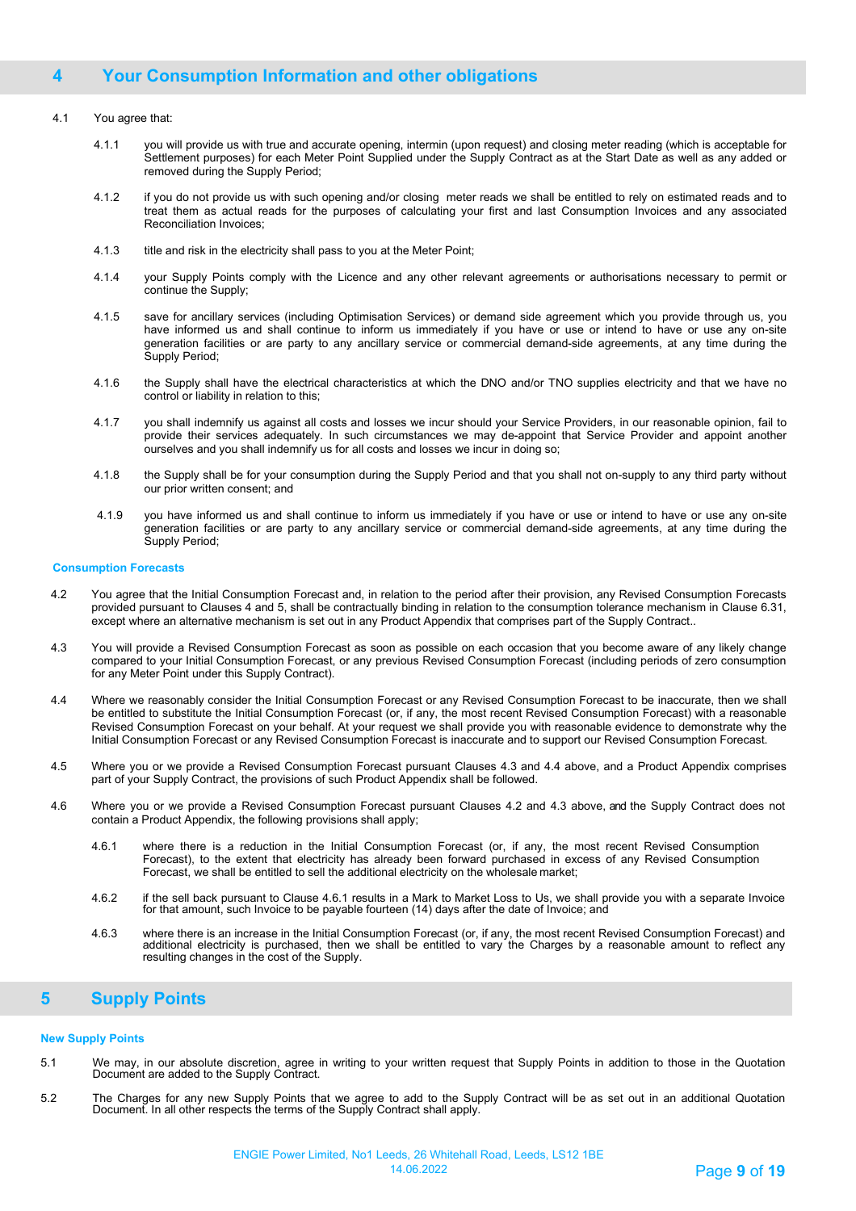## 4 Your Consumption Information and other obligations

4.1 You agree that:

4.1.1 you will provide us with true and accurate opening, intermin (upon request) and closing meter reading (which is acceptable for Settlement purposes) for each Meter Point Supplied under the Supply Contract as at the Start Date as well as any added or removed during the Supply Period;

4.1.2 if you do not provide us with such opening and/or closing meter reads we shall be entitled to rely on estimated reads and to treat them as actual reads for the purposes of calculating your first and last Consumption Invoices and any associated Reconciliation Invoices;

4.1.3 title and risk in the electricity shall pass to you at the Meter Point;

4.1.4 your Supply Points comply with the Licence and any other relevant agreements or authorisations necessary to permit or continue the Supply;

4.1.5 save for ancillary services (including Optimisation Services) or demand side agreement which you provide through us, you have informed us and shall continue to inform us immediately if you have or use or intend to have or use any on-site generation facilities or are party to any ancillary service or commercial demand-side agreements, at any time during the Supply Period;

4.1.6 the Supply shall have the electrical characteristics at which the DNO and/or TNO supplies electricity and that we have no control or liability in relation to this;

4.1.7 you shall indemnify us against all costs and losses we incur should your Service Providers, in our reasonable opinion, fail to provide their services adequately. In such circumstances we may de-appoint that Service Provider and appoint another ourselves and you shall indemnify us for all costs and losses we incur in doing so;

4.1.8 the Supply shall be for your consumption during the Supply Period and that you shall not on-supply to any third party without our prior written consent; and

4.1.9 you have informed us and shall continue to inform us immediately if you have or use or intend to have or use any on-site generation facilities or are party to any ancillary service or commercial demand-side agreements, at any time during the Supply Period;

### Consumption Forecasts

4.2 You agree that the Initial Consumption Forecast and, in relation to the period after their provision, any Revised Consumption Forecasts provided pursuant to Clauses 4 and 5, shall be contractually binding in relation to the consumption tolerance mechanism in Clause 6.31, except where an alternative mechanism is set out in any Product Appendix that comprises part of the Supply Contract..

4.3 You will provide a Revised Consumption Forecast as soon as possible on each occasion that you become aware of any likely change compared to your Initial Consumption Forecast, or any previous Revised Consumption Forecast (including periods of zero consumption for any Meter Point under this Supply Contract).

4.4 Where we reasonably consider the Initial Consumption Forecast or any Revised Consumption Forecast to be inaccurate, then we shall be entitled to substitute the Initial Consumption Forecast (or, if any, the most recent Revised Consumption Forecast) with a reasonable Revised Consumption Forecast on your behalf. At your request we shall provide you with reasonable evidence to demonstrate why the Initial Consumption Forecast or any Revised Consumption Forecast is inaccurate and to support our Revised Consumption Forecast.

4.5 Where you or we provide a Revised Consumption Forecast pursuant Clauses 4.3 and 4.4 above, and a Product Appendix comprises part of your Supply Contract, the provisions of such Product Appendix shall be followed.

4.6 Where you or we provide a Revised Consumption Forecast pursuant Clauses 4.2 and 4.3 above, and the Supply Contract does not contain a Product Appendix, the following provisions shall apply;

4.6.1 where there is a reduction in the Initial Consumption Forecast (or, if any, the most recent Revised Consumption Forecast), to the extent that electricity has already been forward purchased in excess of any Revised Consumption Forecast, we shall be entitled to sell the additional electricity on the wholesale market;

4.6.2 if the sell back pursuant to Clause 4.6.1 results in a Mark to Market Loss to Us, we shall provide you with a separate Invoice for that amount, such Invoice to be payable fourteen (14) days after the date of Invoice; and

4.6.3 where there is an increase in the Initial Consumption Forecast (or, if any, the most recent Revised Consumption Forecast) and additional electricity is purchased, then we shall be entitled to vary the Charges by a reasonable amount to reflect any resulting changes in the cost of the Supply.

## 5 Supply Points

### New Supply Points

5.1 We may, in our absolute discretion, agree in writing to your written request that Supply Points in addition to those in the Quotation Document are added to the Supply Contract.

5.2 The Charges for any new Supply Points that we agree to add to the Supply Contract will be as set out in an additional Quotation Document. In all other respects the terms of the Supply Contract shall apply.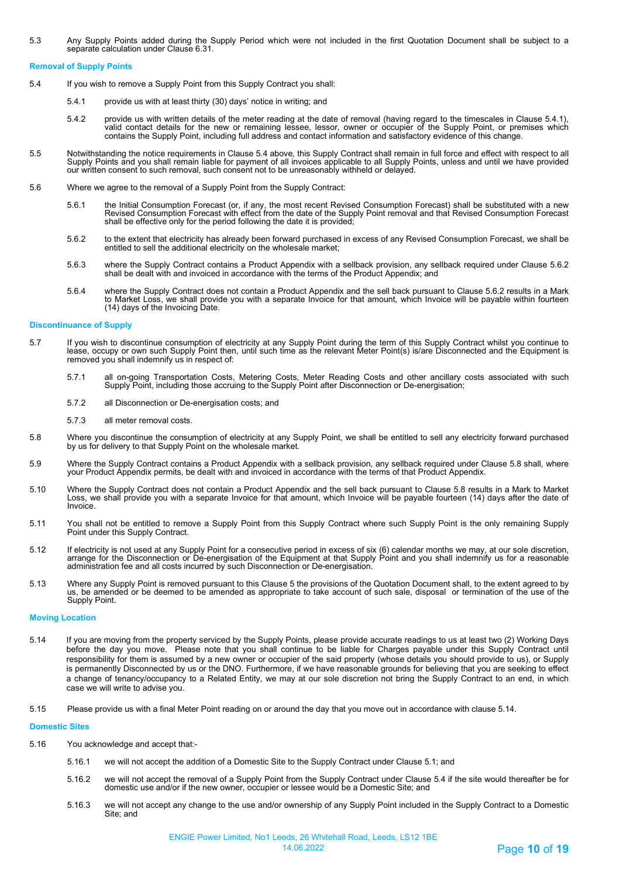5.3 Any Supply Points added during the Supply Period which were not included in the first Quotation Document shall be subject to a separate calculation under Clause 6.31.

### Removal of Supply Points

5.4 If you wish to remove a Supply Point from this Supply Contract you shall:

5.4.1 provide us with at least thirty (30) days' notice in writing; and

5.4.2 provide us with written details of the meter reading at the date of removal (having regard to the timescales in Clause 5.4.1), valid contact details for the new or remaining lessee, lessor, owner or occupier of the Supply Point, or premises which contains the Supply Point, including full address and contact information and satisfactory evidence of this change.

5.5 Notwithstanding the notice requirements in Clause 5.4 above, this Supply Contract shall remain in full force and effect with respect to all Supply Points and you shall remain liable for payment of all invoices applicable to all Supply Points, unless and until we have provided our written consent to such removal, such consent not to be unreasonably withheld or delayed.

5.6 Where we agree to the removal of a Supply Point from the Supply Contract:

5.6.1 the Initial Consumption Forecast (or, if any, the most recent Revised Consumption Forecast) shall be substituted with a new Revised Consumption Forecast with effect from the date of the Supply Point removal and that Revised Consumption Forecast shall be effective only for the period following the date it is provided;

5.6.2 to the extent that electricity has already been forward purchased in excess of any Revised Consumption Forecast, we shall be entitled to sell the additional electricity on the wholesale market;

5.6.3 where the Supply Contract contains a Product Appendix with a sellback provision, any sellback required under Clause 5.6.2 shall be dealt with and invoiced in accordance with the terms of the Product Appendix; and

5.6.4 where the Supply Contract does not contain a Product Appendix and the sell back pursuant to Clause 5.6.2 results in a Mark to Market Loss, we shall provide you with a separate Invoice for that amount, which Invoice will be payable within fourteen (14) days of the Invoicing Date.

### Discontinuance of Supply

5.7 If you wish to discontinue consumption of electricity at any Supply Point during the term of this Supply Contract whilst you continue to lease, occupy or own such Supply Point then, until such time as the relevant Meter Point(s) is/are Disconnected and the Equipment is removed you shall indemnify us in respect of:

5.7.1 all on-going Transportation Costs, Metering Costs, Meter Reading Costs and other ancillary costs associated with such Supply Point, including those accruing to the Supply Point after Disconnection or De-energisation;

5.7.2 all Disconnection or De-energisation costs; and

5.7.3 all meter removal costs.

5.8 Where you discontinue the consumption of electricity at any Supply Point, we shall be entitled to sell any electricity forward purchased by us for delivery to that Supply Point on the wholesale market.

5.9 Where the Supply Contract contains a Product Appendix with a sellback provision, any sellback required under Clause 5.8 shall, where your Product Appendix permits, be dealt with and invoiced in accordance with the terms of that Product Appendix.

5.10 Where the Supply Contract does not contain a Product Appendix and the sell back pursuant to Clause 5.8 results in a Mark to Market Loss, we shall provide you with a separate Invoice for that amount, which Invoice will be payable fourteen (14) days after the date of Invoice.

5.11 You shall not be entitled to remove a Supply Point from this Supply Contract where such Supply Point is the only remaining Supply Point under this Supply Contract.

5.12 If electricity is not used at any Supply Point for a consecutive period in excess of six (6) calendar months we may, at our sole discretion, arrange for the Disconnection or De-energisation of the Equipment at that Supply Point and you shall indemnify us for a reasonable administration fee and all costs incurred by such Disconnection or De-energisation.

5.13 Where any Supply Point is removed pursuant to this Clause 5 the provisions of the Quotation Document shall, to the extent agreed to by us, be amended or be deemed to be amended as appropriate to take account of such sale, disposal or termination of the use of the Supply Point.

### Moving Location

5.14 If you are moving from the property serviced by the Supply Points, please provide accurate readings to us at least two (2) Working Days before the day you move. Please note that you shall continue to be liable for Charges payable under this Supply Contract until responsibility for them is assumed by a new owner or occupier of the said property (whose details you should provide to us), or Supply is permanently Disconnected by us or the DNO. Furthermore, if we have reasonable grounds for believing that you are seeking to effect a change of tenancy/occupancy to a Related Entity, we may at our sole discretion not bring the Supply Contract to an end, in which case we will write to advise you.

5.15 Please provide us with a final Meter Point reading on or around the day that you move out in accordance with clause 5.14.

### Domestic Sites

5.16 You acknowledge and accept that:-

5.16.1 we will not accept the addition of a Domestic Site to the Supply Contract under Clause 5.1; and

5.16.2 we will not accept the removal of a Supply Point from the Supply Contract under Clause 5.4 if the site would thereafter be for domestic use and/or if the new owner, occupier or lessee would be a Domestic Site; and

5.16.3 we will not accept any change to the use and/or ownership of any Supply Point included in the Supply Contract to a Domestic Site; and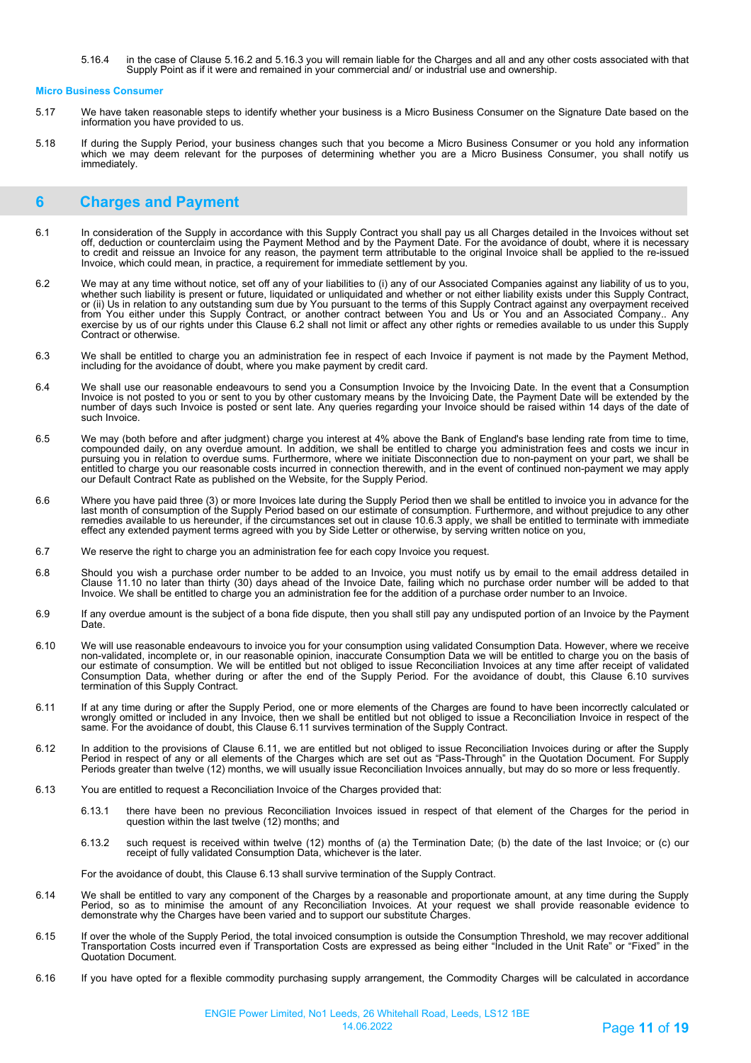5.16.4 in the case of Clause 5.16.2 and 5.16.3 you will remain liable for the Charges and all and any other costs associated with that Supply Point as if it were and remained in your commercial and/ or industrial use and ownership.

**Micro Business Consumer**

5.17 We have taken reasonable steps to identify whether your business is a Micro Business Consumer on the Signature Date based on the information you have provided to us.

5.18 If during the Supply Period, your business changes such that you become a Micro Business Consumer or you hold any information which we may deem relevant for the purposes of determining whether you are a Micro Business Consumer, you shall notify us immediately.

## 6 Charges and Payment

6.1 In consideration of the Supply in accordance with this Supply Contract you shall pay us all Charges detailed in the Invoices without set off, deduction or counterclaim using the Payment Method and by the Payment Date. For the avoidance of doubt, where it is necessary to credit and reissue an Invoice for any reason, the payment term attributable to the original Invoice shall be applied to the re-issued Invoice, which could mean, in practice, a requirement for immediate settlement by you.

6.2 We may at any time without notice, set off any of your liabilities to (i) any of our Associated Companies against any liability of us to you, whether such liability is present or future, liquidated or unliquidated and whether or not either liability exists under this Supply Contract, or (ii) Us in relation to any outstanding sum due by You pursuant to the terms of this Supply Contract against any overpayment received from You either under this Supply Contract, or another contract between You and Us or You and an Associated Company.. Any exercise by us of our rights under this Clause 6.2 shall not limit or affect any other rights or remedies available to us under this Supply Contract or otherwise.

6.3 We shall be entitled to charge you an administration fee in respect of each Invoice if payment is not made by the Payment Method, including for the avoidance of doubt, where you make payment by credit card.

6.4 We shall use our reasonable endeavours to send you a Consumption Invoice by the Invoicing Date. In the event that a Consumption Invoice is not posted to you or sent to you by other customary means by the Invoicing Date, the Payment Date will be extended by the number of days such Invoice is posted or sent late. Any queries regarding your Invoice should be raised within 14 days of the date of such Invoice.

6.5 We may (both before and after judgment) charge you interest at 4% above the Bank of England's base lending rate from time to time, compounded daily, on any overdue amount. In addition, we shall be entitled to charge you administration fees and costs we incur in pursuing you in relation to overdue sums. Furthermore, where we initiate Disconnection due to non-payment on your part, we shall be entitled to charge you our reasonable costs incurred in connection therewith, and in the event of continued non-payment we may apply our Default Contract Rate as published on the Website, for the Supply Period.

6.6 Where you have paid three (3) or more Invoices late during the Supply Period then we shall be entitled to invoice you in advance for the last month of consumption of the Supply Period based on our estimate of consumption. Furthermore, and without prejudice to any other remedies available to us hereunder, if the circumstances set out in clause 10.6.3 apply, we shall be entitled to terminate with immediate effect any extended payment terms agreed with you by Side Letter or otherwise, by serving written notice on you,

6.7 We reserve the right to charge you an administration fee for each copy Invoice you request.

6.8 Should you wish a purchase order number to be added to an Invoice, you must notify us by email to the email address detailed in Clause 11.10 no later than thirty (30) days ahead of the Invoice Date, failing which no purchase order number will be added to that Invoice. We shall be entitled to charge you an administration fee for the addition of a purchase order number to an Invoice.

6.9 If any overdue amount is the subject of a bona fide dispute, then you shall still pay any undisputed portion of an Invoice by the Payment Date.

6.10 We will use reasonable endeavours to invoice you for your consumption using validated Consumption Data. However, where we receive non-validated, incomplete or, in our reasonable opinion, inaccurate Consumption Data we will be entitled to charge you on the basis of our estimate of consumption. We will be entitled but not obliged to issue Reconciliation Invoices at any time after receipt of validated Consumption Data, whether during or after the end of the Supply Period. For the avoidance of doubt, this Clause 6.10 survives termination of this Supply Contract.

6.11 If at any time during or after the Supply Period, one or more elements of the Charges are found to have been incorrectly calculated or wrongly omitted or included in any Invoice, then we shall be entitled but not obliged to issue a Reconciliation Invoice in respect of the same. For the avoidance of doubt, this Clause 6.11 survives termination of the Supply Contract.

6.12 In addition to the provisions of Clause 6.11, we are entitled but not obliged to issue Reconciliation Invoices during or after the Supply Period in respect of any or all elements of the Charges which are set out as "Pass-Through" in the Quotation Document. For Supply Periods greater than twelve (12) months, we will usually issue Reconciliation Invoices annually, but may do so more or less frequently.

6.13 You are entitled to request a Reconciliation Invoice of the Charges provided that:

6.13.1 there have been no previous Reconciliation Invoices issued in respect of that element of the Charges for the period in question within the last twelve (12) months; and

6.13.2 such request is received within twelve (12) months of (a) the Termination Date; (b) the date of the last Invoice; or (c) our receipt of fully validated Consumption Data, whichever is the later.

For the avoidance of doubt, this Clause 6.13 shall survive termination of the Supply Contract.

6.14 We shall be entitled to vary any component of the Charges by a reasonable and proportionate amount, at any time during the Supply Period, so as to minimise the amount of any Reconciliation Invoices. At your request we shall provide reasonable evidence to demonstrate why the Charges have been varied and to support our substitute Charges.

6.15 If over the whole of the Supply Period, the total invoiced consumption is outside the Consumption Threshold, we may recover additional Transportation Costs incurred even if Transportation Costs are expressed as being either "Included in the Unit Rate" or "Fixed" in the Quotation Document.

6.16 If you have opted for a flexible commodity purchasing supply arrangement, the Commodity Charges will be calculated in accordance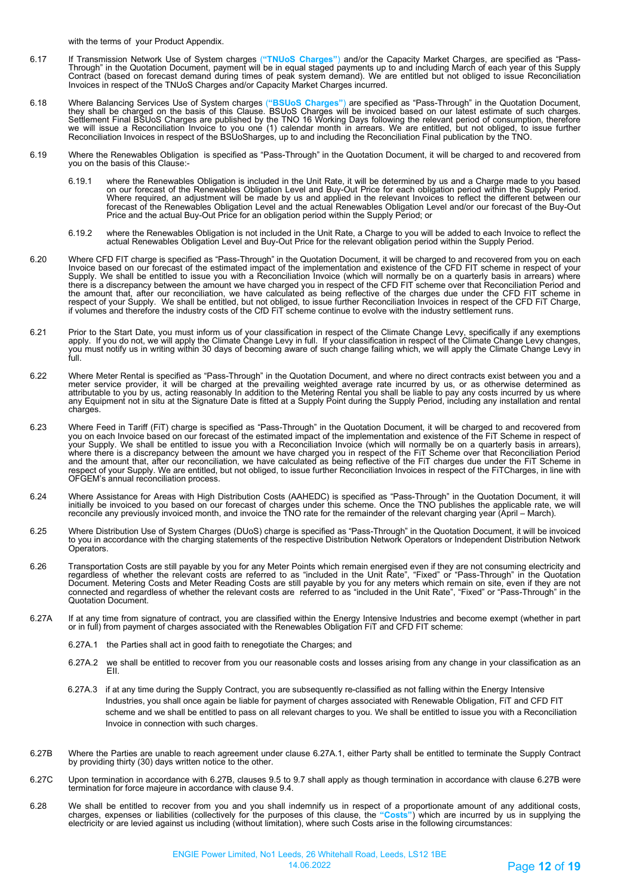with the terms of your Product Appendix.

6.17 If Transmission Network Use of System charges (**"TNUoS Charges"**) and/or the Capacity Market Charges, are specified as "Pass-Through" in the Quotation Document, payment will be in equal staged payments up to and including March of each year of this Supply Contract (based on forecast demand during times of peak system demand). We are entitled but not obliged to issue Reconciliation Invoices in respect of the TNUoS Charges and/or Capacity Market Charges incurred.

6.18 Where Balancing Services Use of System charges (**"BSUoS Charges"**) are specified as "Pass-Through" in the Quotation Document, they shall be charged on the basis of this Clause. BSUoS Charges will be invoiced based on our latest estimate of such charges. Settlement Final BSUoS Charges are published by the TNO 16 Working Days following the relevant period of consumption, therefore we will issue a Reconciliation Invoice to you one (1) calendar month in arrears. We are entitled, but not obliged, to issue further Reconciliation Invoices in respect of the BSUoSharges, up to and including the Reconciliation Final publication by the TNO.

6.19 Where the Renewables Obligation is specified as "Pass-Through" in the Quotation Document, it will be charged to and recovered from you on the basis of this Clause:-

6.19.1 where the Renewables Obligation is included in the Unit Rate, it will be determined by us and a Charge made to you based on our forecast of the Renewables Obligation Level and Buy-Out Price for each obligation period within the Supply Period. Where required, an adjustment will be made by us and applied in the relevant Invoices to reflect the different between our forecast of the Renewables Obligation Level and the actual Renewables Obligation Level and/or our forecast of the Buy-Out Price and the actual Buy-Out Price for an obligation period within the Supply Period; or

6.19.2 where the Renewables Obligation is not included in the Unit Rate, a Charge to you will be added to each Invoice to reflect the actual Renewables Obligation Level and Buy-Out Price for the relevant obligation period within the Supply Period.

6.20 Where CFD FIT charge is specified as "Pass-Through" in the Quotation Document, it will be charged to and recovered from you on each Invoice based on our forecast of the estimated impact of the implementation and existence of the CFD FIT scheme in respect of your Supply. We shall be entitled to issue you with a Reconciliation Invoice (which will normally be on a quarterly basis in arrears) where there is a discrepancy between the amount we have charged you in respect of the CFD FIT scheme over that Reconciliation Period and the amount that, after our reconciliation, we have calculated as being reflective of the charges due under the CFD FIT scheme in respect of your Supply. We shall be entitled, but not obliged, to issue further Reconciliation Invoices in respect of the CFD FiT Charge, if volumes and therefore the industry costs of the CfD FiT scheme continue to evolve with the industry settlement runs.

6.21 Prior to the Start Date, you must inform us of your classification in respect of the Climate Change Levy, specifically if any exemptions apply. If you do not, we will apply the Climate Change Levy in full. If your classification in respect of the Climate Change Levy changes, you must notify us in writing within 30 days of becoming aware of such change failing which, we will apply the Climate Change Levy in full.

6.22 Where Meter Rental is specified as "Pass-Through" in the Quotation Document, and where no direct contracts exist between you and a meter service provider, it will be charged at the prevailing weighted average rate incurred by us, or as otherwise determined as attributable to you by us, acting reasonably In addition to the Metering Rental you shall be liable to pay any costs incurred by us where any Equipment not in situ at the Signature Date is fitted at a Supply Point during the Supply Period, including any installation and rental charges.

6.23 Where Feed in Tariff (FiT) charge is specified as "Pass-Through" in the Quotation Document, it will be charged to and recovered from you on each Invoice based on our forecast of the estimated impact of the implementation and existence of the FiT Scheme in respect of your Supply. We shall be entitled to issue you with a Reconciliation Invoice (which will normally be on a quarterly basis in arrears), where there is a discrepancy between the amount we have charged you in respect of the FiT Scheme over that Reconciliation Period and the amount that, after our reconciliation, we have calculated as being reflective of the FiT charges due under the FiT Scheme in respect of your Supply. We are entitled, but not obliged, to issue further Reconciliation Invoices in respect of the FiTCharges, in line with OFGEM's annual reconciliation process.

6.24 Where Assistance for Areas with High Distribution Costs (AAHEDC) is specified as "Pass-Through" in the Quotation Document, it will initially be invoiced to you based on our forecast of charges under this scheme. Once the TNO publishes the applicable rate, we will reconcile any previously invoiced month, and invoice the TNO rate for the remainder of the relevant charging year (April – March).

6.25 Where Distribution Use of System Charges (DUoS) charge is specified as "Pass-Through" in the Quotation Document, it will be invoiced to you in accordance with the charging statements of the respective Distribution Network Operators or Independent Distribution Network Operators.

6.26 Transportation Costs are still payable by you for any Meter Points which remain energised even if they are not consuming electricity and regardless of whether the relevant costs are referred to as "included in the Unit Rate", "Fixed" or "Pass-Through" in the Quotation Document. Metering Costs and Meter Reading Costs are still payable by you for any meters which remain on site, even if they are not connected and regardless of whether the relevant costs are referred to as "included in the Unit Rate", "Fixed" or "Pass-Through" in the Quotation Document.

6.27A If at any time from signature of contract, you are classified within the Energy Intensive Industries and become exempt (whether in part or in full) from payment of charges associated with the Renewables Obligation FiT and CFD FIT scheme:

6.27A.1 the Parties shall act in good faith to renegotiate the Charges; and

6.27A.2 we shall be entitled to recover from you our reasonable costs and losses arising from any change in your classification as an EII.

6.27A.3 if at any time during the Supply Contract, you are subsequently re-classified as not falling within the Energy Intensive Industries, you shall once again be liable for payment of charges associated with Renewable Obligation, FiT and CFD FIT scheme and we shall be entitled to pass on all relevant charges to you. We shall be entitled to issue you with a Reconciliation Invoice in connection with such charges.

6.27B Where the Parties are unable to reach agreement under clause 6.27A.1, either Party shall be entitled to terminate the Supply Contract by providing thirty (30) days written notice to the other.

6.27C Upon termination in accordance with 6.27B, clauses 9.5 to 9.7 shall apply as though termination in accordance with clause 6.27B were termination for force majeure in accordance with clause 9.4.

6.28 We shall be entitled to recover from you and you shall indemnify us in respect of a proportionate amount of any additional costs, charges, expenses or liabilities (collectively for the purposes of this clause, the **"Costs"**) which are incurred by us in supplying the electricity or are levied against us including (without limitation), where such Costs arise in the following circumstances: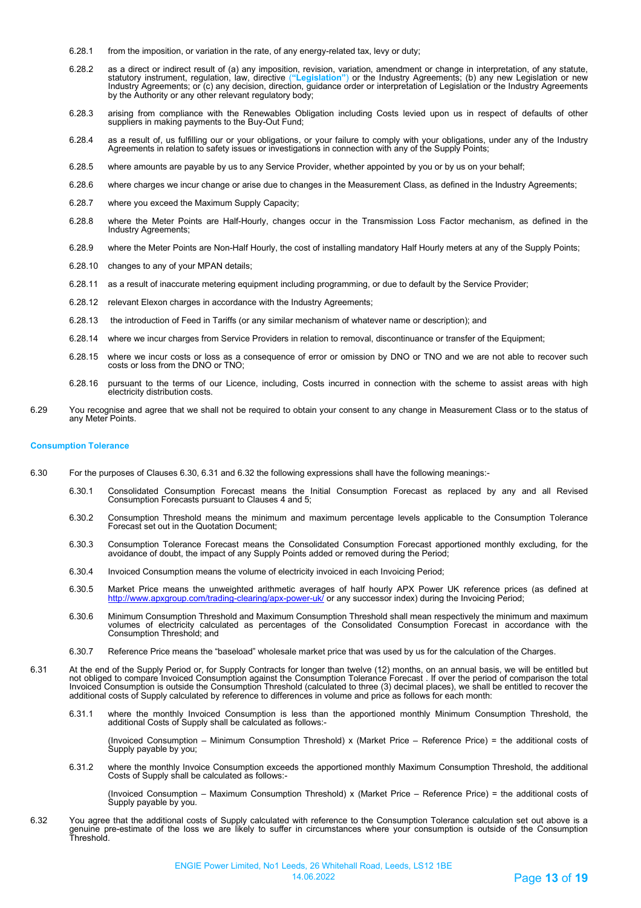6.28.1 from the imposition, or variation in the rate, of any energy-related tax, levy or duty;

6.28.2 as a direct or indirect result of (a) any imposition, revision, variation, amendment or change in interpretation, of any statute, statutory instrument, regulation, law, directive (**"Legislation"**) or the Industry Agreements; (b) any new Legislation or new Industry Agreements; or (c) any decision, direction, guidance order or interpretation of Legislation or the Industry Agreements by the Authority or any other relevant regulatory body;

6.28.3 arising from compliance with the Renewables Obligation including Costs levied upon us in respect of defaults of other suppliers in making payments to the Buy-Out Fund;

6.28.4 as a result of, us fulfilling our or your obligations, or your failure to comply with your obligations, under any of the Industry Agreements in relation to safety issues or investigations in connection with any of the Supply Points;

6.28.5 where amounts are payable by us to any Service Provider, whether appointed by you or by us on your behalf;

6.28.6 where charges we incur change or arise due to changes in the Measurement Class, as defined in the Industry Agreements;

6.28.7 where you exceed the Maximum Supply Capacity;

6.28.8 where the Meter Points are Half-Hourly, changes occur in the Transmission Loss Factor mechanism, as defined in the Industry Agreements;

6.28.9 where the Meter Points are Non-Half Hourly, the cost of installing mandatory Half Hourly meters at any of the Supply Points;

6.28.10 changes to any of your MPAN details;

6.28.11 as a result of inaccurate metering equipment including programming, or due to default by the Service Provider;

6.28.12 relevant Elexon charges in accordance with the Industry Agreements;

6.28.13 the introduction of Feed in Tariffs (or any similar mechanism of whatever name or description); and

6.28.14 where we incur charges from Service Providers in relation to removal, discontinuance or transfer of the Equipment;

6.28.15 where we incur costs or loss as a consequence of error or omission by DNO or TNO and we are not able to recover such costs or loss from the DNO or TNO;

6.28.16 pursuant to the terms of our Licence, including, Costs incurred in connection with the scheme to assist areas with high electricity distribution costs.

6.29 You recognise and agree that we shall not be required to obtain your consent to any change in Measurement Class or to the status of any Meter Points.

### Consumption Tolerance

6.30 For the purposes of Clauses 6.30, 6.31 and 6.32 the following expressions shall have the following meanings:-

6.30.1 Consolidated Consumption Forecast means the Initial Consumption Forecast as replaced by any and all Revised Consumption Forecasts pursuant to Clauses 4 and 5;

6.30.2 Consumption Threshold means the minimum and maximum percentage levels applicable to the Consumption Tolerance Forecast set out in the Quotation Document;

6.30.3 Consumption Tolerance Forecast means the Consolidated Consumption Forecast apportioned monthly excluding, for the avoidance of doubt, the impact of any Supply Points added or removed during the Period;

6.30.4 Invoiced Consumption means the volume of electricity invoiced in each Invoicing Period;

6.30.5 Market Price means the unweighted arithmetic averages of half hourly APX Power UK reference prices (as defined at http://www.apxgroup.com/trading-clearing/apx-power-uk/ or any successor index) during the Invoicing Period;

6.30.6 Minimum Consumption Threshold and Maximum Consumption Threshold shall mean respectively the minimum and maximum volumes of electricity calculated as percentages of the Consolidated Consumption Forecast in accordance with the Consumption Threshold; and

6.30.7 Reference Price means the "baseload" wholesale market price that was used by us for the calculation of the Charges.

6.31 At the end of the Supply Period or, for Supply Contracts for longer than twelve (12) months, on an annual basis, we will be entitled but not obliged to compare Invoiced Consumption against the Consumption Tolerance Forecast . If over the period of comparison the total Invoiced Consumption is outside the Consumption Threshold (calculated to three (3) decimal places), we shall be entitled to recover the additional costs of Supply calculated by reference to differences in volume and price as follows for each month:

6.31.1 where the monthly Invoiced Consumption is less than the apportioned monthly Minimum Consumption Threshold, the additional Costs of Supply shall be calculated as follows:-

(Invoiced Consumption – Minimum Consumption Threshold) x (Market Price – Reference Price) = the additional costs of Supply payable by you;

6.31.2 where the monthly Invoice Consumption exceeds the apportioned monthly Maximum Consumption Threshold, the additional Costs of Supply shall be calculated as follows:-

(Invoiced Consumption – Maximum Consumption Threshold) x (Market Price – Reference Price) = the additional costs of Supply payable by you.

6.32 You agree that the additional costs of Supply calculated with reference to the Consumption Tolerance calculation set out above is a genuine pre-estimate of the loss we are likely to suffer in circumstances where your consumption is outside of the Consumption Threshold.

ENGIE Power Limited, No1 Leeds, 26 Whitehall Road, Leeds, LS12 1BE
14.06.2022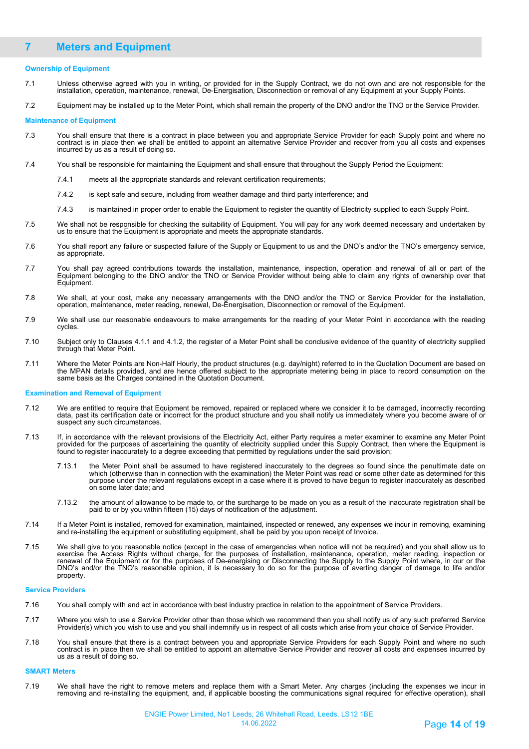## 7 Meters and Equipment

**Ownership of Equipment**

7.1 Unless otherwise agreed with you in writing, or provided for in the Supply Contract, we do not own and are not responsible for the installation, operation, maintenance, renewal, De-Energisation, Disconnection or removal of any Equipment at your Supply Points.

7.2 Equipment may be installed up to the Meter Point, which shall remain the property of the DNO and/or the TNO or the Service Provider.

**Maintenance of Equipment**

7.3 You shall ensure that there is a contract in place between you and appropriate Service Provider for each Supply point and where no contract is in place then we shall be entitled to appoint an alternative Service Provider and recover from you all costs and expenses incurred by us as a result of doing so.

7.4 You shall be responsible for maintaining the Equipment and shall ensure that throughout the Supply Period the Equipment:

7.4.1 meets all the appropriate standards and relevant certification requirements;

7.4.2 is kept safe and secure, including from weather damage and third party interference; and

7.4.3 is maintained in proper order to enable the Equipment to register the quantity of Electricity supplied to each Supply Point.

7.5 We shall not be responsible for checking the suitability of Equipment. You will pay for any work deemed necessary and undertaken by us to ensure that the Equipment is appropriate and meets the appropriate standards.

7.6 You shall report any failure or suspected failure of the Supply or Equipment to us and the DNO's and/or the TNO's emergency service, as appropriate.

7.7 You shall pay agreed contributions towards the installation, maintenance, inspection, operation and renewal of all or part of the Equipment belonging to the DNO and/or the TNO or Service Provider without being able to claim any rights of ownership over that Equipment.

7.8 We shall, at your cost, make any necessary arrangements with the DNO and/or the TNO or Service Provider for the installation, operation, maintenance, meter reading, renewal, De-Energisation, Disconnection or removal of the Equipment.

7.9 We shall use our reasonable endeavours to make arrangements for the reading of your Meter Point in accordance with the reading cycles.

7.10 Subject only to Clauses 4.1.1 and 4.1.2, the register of a Meter Point shall be conclusive evidence of the quantity of electricity supplied through that Meter Point.

7.11 Where the Meter Points are Non-Half Hourly, the product structures (e.g. day/night) referred to in the Quotation Document are based on the MPAN details provided, and are hence offered subject to the appropriate metering being in place to record consumption on the same basis as the Charges contained in the Quotation Document.

**Examination and Removal of Equipment**

7.12 We are entitled to require that Equipment be removed, repaired or replaced where we consider it to be damaged, incorrectly recording data, past its certification date or incorrect for the product structure and you shall notify us immediately where you become aware of or suspect any such circumstances.

7.13 If, in accordance with the relevant provisions of the Electricity Act, either Party requires a meter examiner to examine any Meter Point provided for the purposes of ascertaining the quantity of electricity supplied under this Supply Contract, then where the Equipment is found to register inaccurately to a degree exceeding that permitted by regulations under the said provision;

7.13.1 the Meter Point shall be assumed to have registered inaccurately to the degrees so found since the penultimate date on which (otherwise than in connection with the examination) the Meter Point was read or some other date as determined for this purpose under the relevant regulations except in a case where it is proved to have begun to register inaccurately as described on some later date; and

7.13.2 the amount of allowance to be made to, or the surcharge to be made on you as a result of the inaccurate registration shall be paid to or by you within fifteen (15) days of notification of the adjustment.

7.14 If a Meter Point is installed, removed for examination, maintained, inspected or renewed, any expenses we incur in removing, examining and re-installing the equipment or substituting equipment, shall be paid by you upon receipt of Invoice.

7.15 We shall give to you reasonable notice (except in the case of emergencies when notice will not be required) and you shall allow us to exercise the Access Rights without charge, for the purposes of installation, maintenance, operation, meter reading, inspection or renewal of the Equipment or for the purposes of De-energising or Disconnecting the Supply to the Supply Point where, in our or the DNO's and/or the TNO's reasonable opinion, it is necessary to do so for the purpose of averting danger of damage to life and/or property.

**Service Providers**

7.16 You shall comply with and act in accordance with best industry practice in relation to the appointment of Service Providers.

7.17 Where you wish to use a Service Provider other than those which we recommend then you shall notify us of any such preferred Service Provider(s) which you wish to use and you shall indemnify us in respect of all costs which arise from your choice of Service Provider.

7.18 You shall ensure that there is a contract between you and appropriate Service Providers for each Supply Point and where no such contract is in place then we shall be entitled to appoint an alternative Service Provider and recover all costs and expenses incurred by us as a result of doing so.

**SMART Meters**

7.19 We shall have the right to remove meters and replace them with a Smart Meter. Any charges (including the expenses we incur in removing and re-installing the equipment, and, if applicable boosting the communications signal required for effective operation), shall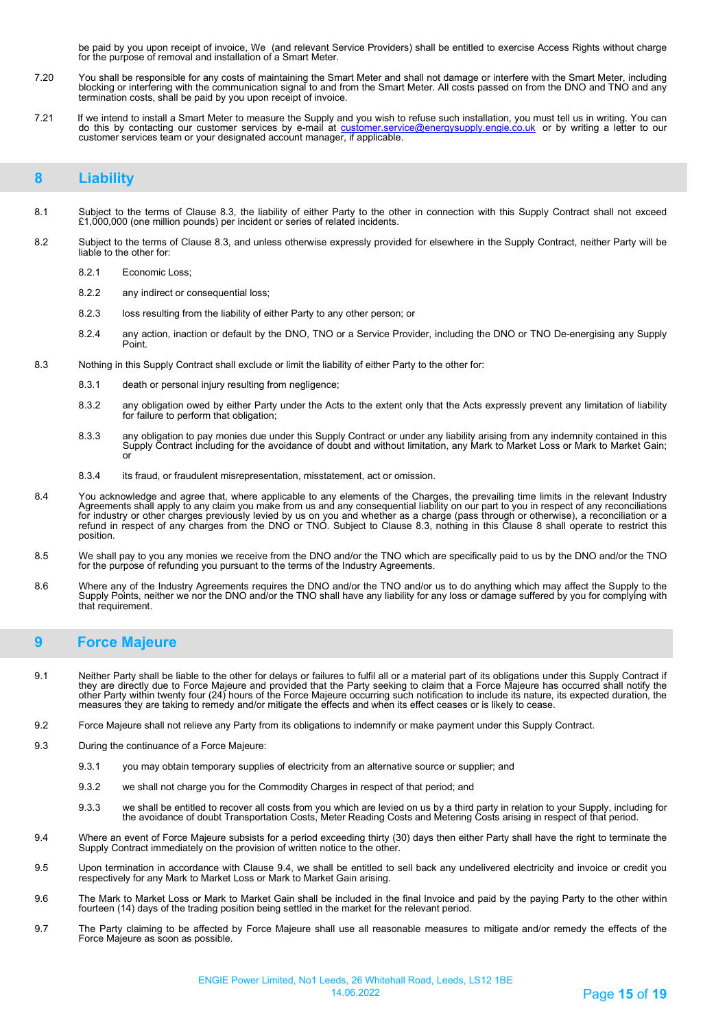be paid by you upon receipt of invoice, We (and relevant Service Providers) shall be entitled to exercise Access Rights without charge for the purpose of removal and installation of a Smart Meter.

7.20 You shall be responsible for any costs of maintaining the Smart Meter and shall not damage or interfere with the Smart Meter, including blocking or interfering with the communication signal to and from the Smart Meter. All costs passed on from the DNO and TNO and any termination costs, shall be paid by you upon receipt of invoice.

7.21 If we intend to install a Smart Meter to measure the Supply and you wish to refuse such installation, you must tell us in writing. You can do this by contacting our customer services by e-mail at customer.service@energysupply.engie.co.uk or by writing a letter to our customer services team or your designated account manager, if applicable.

## 8 Liability

8.1 Subject to the terms of Clause 8.3, the liability of either Party to the other in connection with this Supply Contract shall not exceed £1,000,000 (one million pounds) per incident or series of related incidents.

8.2 Subject to the terms of Clause 8.3, and unless otherwise expressly provided for elsewhere in the Supply Contract, neither Party will be liable to the other for:

8.2.1 Economic Loss;

8.2.2 any indirect or consequential loss;

8.2.3 loss resulting from the liability of either Party to any other person; or

8.2.4 any action, inaction or default by the DNO, TNO or a Service Provider, including the DNO or TNO De-energising any Supply Point.

8.3 Nothing in this Supply Contract shall exclude or limit the liability of either Party to the other for:

8.3.1 death or personal injury resulting from negligence;

8.3.2 any obligation owed by either Party under the Acts to the extent only that the Acts expressly prevent any limitation of liability for failure to perform that obligation;

8.3.3 any obligation to pay monies due under this Supply Contract or under any liability arising from any indemnity contained in this Supply Contract including for the avoidance of doubt and without limitation, any Mark to Market Loss or Mark to Market Gain; or

8.3.4 its fraud, or fraudulent misrepresentation, misstatement, act or omission.

8.4 You acknowledge and agree that, where applicable to any elements of the Charges, the prevailing time limits in the relevant Industry Agreements shall apply to any claim you make from us and any consequential liability on our part to you in respect of any reconciliations for industry or other charges previously levied by us on you and whether as a charge (pass through or otherwise), a reconciliation or a refund in respect of any charges from the DNO or TNO. Subject to Clause 8.3, nothing in this Clause 8 shall operate to restrict this position.

8.5 We shall pay to you any monies we receive from the DNO and/or the TNO which are specifically paid to us by the DNO and/or the TNO for the purpose of refunding you pursuant to the terms of the Industry Agreements.

8.6 Where any of the Industry Agreements requires the DNO and/or the TNO and/or us to do anything which may affect the Supply to the Supply Points, neither we nor the DNO and/or the TNO shall have any liability for any loss or damage suffered by you for complying with that requirement.

## 9 Force Majeure

9.1 Neither Party shall be liable to the other for delays or failures to fulfil all or a material part of its obligations under this Supply Contract if they are directly due to Force Majeure and provided that the Party seeking to claim that a Force Majeure has occurred shall notify the other Party within twenty four (24) hours of the Force Majeure occurring such notification to include its nature, its expected duration, the measures they are taking to remedy and/or mitigate the effects and when its effect ceases or is likely to cease.

9.2 Force Majeure shall not relieve any Party from its obligations to indemnify or make payment under this Supply Contract.

9.3 During the continuance of a Force Majeure:

9.3.1 you may obtain temporary supplies of electricity from an alternative source or supplier; and

9.3.2 we shall not charge you for the Commodity Charges in respect of that period; and

9.3.3 we shall be entitled to recover all costs from you which are levied on us by a third party in relation to your Supply, including for the avoidance of doubt Transportation Costs, Meter Reading Costs and Metering Costs arising in respect of that period.

9.4 Where an event of Force Majeure subsists for a period exceeding thirty (30) days then either Party shall have the right to terminate the Supply Contract immediately on the provision of written notice to the other.

9.5 Upon termination in accordance with Clause 9.4, we shall be entitled to sell back any undelivered electricity and invoice or credit you respectively for any Mark to Market Loss or Mark to Market Gain arising.

9.6 The Mark to Market Loss or Mark to Market Gain shall be included in the final Invoice and paid by the paying Party to the other within fourteen (14) days of the trading position being settled in the market for the relevant period.

9.7 The Party claiming to be affected by Force Majeure shall use all reasonable measures to mitigate and/or remedy the effects of the Force Majeure as soon as possible.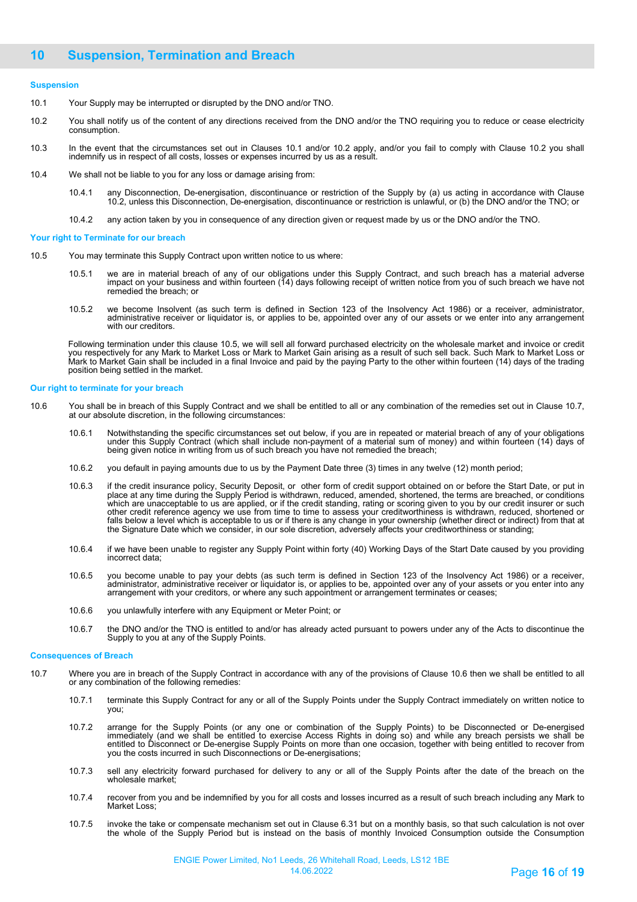## 10 Suspension, Termination and Breach

**Suspension**

10.1 Your Supply may be interrupted or disrupted by the DNO and/or TNO.

10.2 You shall notify us of the content of any directions received from the DNO and/or the TNO requiring you to reduce or cease electricity consumption.

10.3 In the event that the circumstances set out in Clauses 10.1 and/or 10.2 apply, and/or you fail to comply with Clause 10.2 you shall indemnify us in respect of all costs, losses or expenses incurred by us as a result.

10.4 We shall not be liable to you for any loss or damage arising from:

10.4.1 any Disconnection, De-energisation, discontinuance or restriction of the Supply by (a) us acting in accordance with Clause 10.2, unless this Disconnection, De-energisation, discontinuance or restriction is unlawful, or (b) the DNO and/or the TNO; or

10.4.2 any action taken by you in consequence of any direction given or request made by us or the DNO and/or the TNO.

**Your right to Terminate for our breach**

10.5 You may terminate this Supply Contract upon written notice to us where:

10.5.1 we are in material breach of any of our obligations under this Supply Contract, and such breach has a material adverse impact on your business and within fourteen (14) days following receipt of written notice from you of such breach we have not remedied the breach; or

10.5.2 we become Insolvent (as such term is defined in Section 123 of the Insolvency Act 1986) or a receiver, administrator, administrative receiver or liquidator is, or applies to be, appointed over any of our assets or we enter into any arrangement with our creditors.

Following termination under this clause 10.5, we will sell all forward purchased electricity on the wholesale market and invoice or credit you respectively for any Mark to Market Loss or Mark to Market Gain arising as a result of such sell back. Such Mark to Market Loss or Mark to Market Gain shall be included in a final Invoice and paid by the paying Party to the other within fourteen (14) days of the trading position being settled in the market.

**Our right to terminate for your breach**

10.6 You shall be in breach of this Supply Contract and we shall be entitled to all or any combination of the remedies set out in Clause 10.7, at our absolute discretion, in the following circumstances:

10.6.1 Notwithstanding the specific circumstances set out below, if you are in repeated or material breach of any of your obligations under this Supply Contract (which shall include non-payment of a material sum of money) and within fourteen (14) days of being given notice in writing from us of such breach you have not remedied the breach;

10.6.2 you default in paying amounts due to us by the Payment Date three (3) times in any twelve (12) month period;

10.6.3 if the credit insurance policy, Security Deposit, or other form of credit support obtained on or before the Start Date, or put in place at any time during the Supply Period is withdrawn, reduced, amended, shortened, the terms are breached, or conditions which are unacceptable to us are applied, or if the credit standing, rating or scoring given to you by our credit insurer or such other credit reference agency we use from time to time to assess your creditworthiness is withdrawn, reduced, shortened or falls below a level which is acceptable to us or if there is any change in your ownership (whether direct or indirect) from that at the Signature Date which we consider, in our sole discretion, adversely affects your creditworthiness or standing;

10.6.4 if we have been unable to register any Supply Point within forty (40) Working Days of the Start Date caused by you providing incorrect data;

10.6.5 you become unable to pay your debts (as such term is defined in Section 123 of the Insolvency Act 1986) or a receiver, administrator, administrative receiver or liquidator is, or applies to be, appointed over any of your assets or you enter into any arrangement with your creditors, or where any such appointment or arrangement terminates or ceases;

10.6.6 you unlawfully interfere with any Equipment or Meter Point; or

10.6.7 the DNO and/or the TNO is entitled to and/or has already acted pursuant to powers under any of the Acts to discontinue the Supply to you at any of the Supply Points.

**Consequences of Breach**

10.7 Where you are in breach of the Supply Contract in accordance with any of the provisions of Clause 10.6 then we shall be entitled to all or any combination of the following remedies:

10.7.1 terminate this Supply Contract for any or all of the Supply Points under the Supply Contract immediately on written notice to you;

10.7.2 arrange for the Supply Points (or any one or combination of the Supply Points) to be Disconnected or De-energised immediately (and we shall be entitled to exercise Access Rights in doing so) and while any breach persists we shall be entitled to Disconnect or De-energise Supply Points on more than one occasion, together with being entitled to recover from you the costs incurred in such Disconnections or De-energisations;

10.7.3 sell any electricity forward purchased for delivery to any or all of the Supply Points after the date of the breach on the wholesale market;

10.7.4 recover from you and be indemnified by you for all costs and losses incurred as a result of such breach including any Mark to Market Loss;

10.7.5 invoke the take or compensate mechanism set out in Clause 6.31 but on a monthly basis, so that such calculation is not over the whole of the Supply Period but is instead on the basis of monthly Invoiced Consumption outside the Consumption

ENGIE Power Limited, No1 Leeds, 26 Whitehall Road, Leeds, LS12 1BE
14.06.2022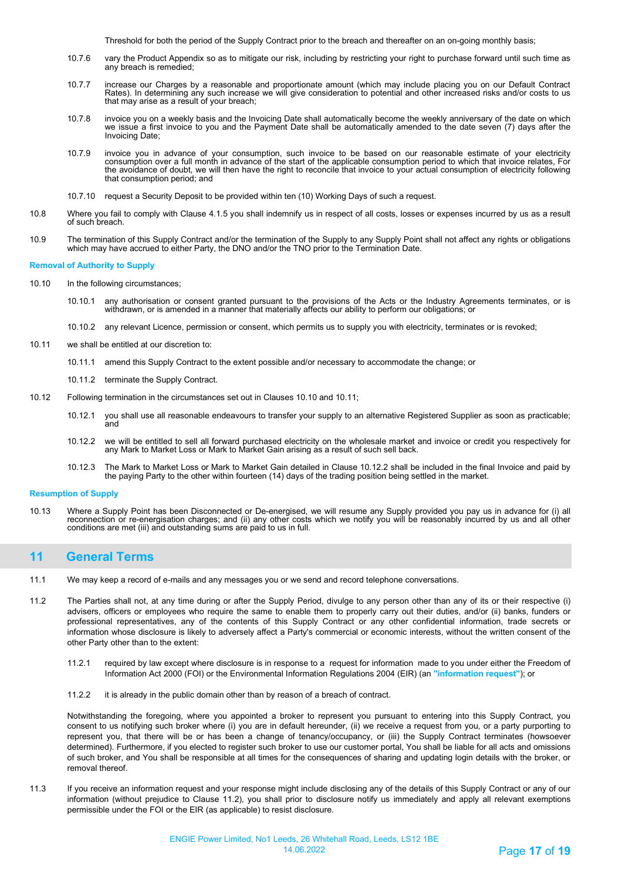Threshold for both the period of the Supply Contract prior to the breach and thereafter on an on-going monthly basis;

10.7.6 vary the Product Appendix so as to mitigate our risk, including by restricting your right to purchase forward until such time as any breach is remedied;

10.7.7 increase our Charges by a reasonable and proportionate amount (which may include placing you on our Default Contract Rates). In determining any such increase we will give consideration to potential and other increased risks and/or costs to us that may arise as a result of your breach;

10.7.8 invoice you on a weekly basis and the Invoicing Date shall automatically become the weekly anniversary of the date on which we issue a first invoice to you and the Payment Date shall be automatically amended to the date seven (7) days after the Invoicing Date;

10.7.9 invoice you in advance of your consumption, such invoice to be based on our reasonable estimate of your electricity consumption over a full month in advance of the start of the applicable consumption period to which that invoice relates, For the avoidance of doubt, we will then have the right to reconcile that invoice to your actual consumption of electricity following that consumption period; and

10.7.10 request a Security Deposit to be provided within ten (10) Working Days of such a request.

10.8 Where you fail to comply with Clause 4.1.5 you shall indemnify us in respect of all costs, losses or expenses incurred by us as a result of such breach.

10.9 The termination of this Supply Contract and/or the termination of the Supply to any Supply Point shall not affect any rights or obligations which may have accrued to either Party, the DNO and/or the TNO prior to the Termination Date.

**Removal of Authority to Supply**

10.10 In the following circumstances;

10.10.1 any authorisation or consent granted pursuant to the provisions of the Acts or the Industry Agreements terminates, or is withdrawn, or is amended in a manner that materially affects our ability to perform our obligations; or

10.10.2 any relevant Licence, permission or consent, which permits us to supply you with electricity, terminates or is revoked;

10.11 we shall be entitled at our discretion to:

10.11.1 amend this Supply Contract to the extent possible and/or necessary to accommodate the change; or

10.11.2 terminate the Supply Contract.

10.12 Following termination in the circumstances set out in Clauses 10.10 and 10.11;

10.12.1 you shall use all reasonable endeavours to transfer your supply to an alternative Registered Supplier as soon as practicable; and

10.12.2 we will be entitled to sell all forward purchased electricity on the wholesale market and invoice or credit you respectively for any Mark to Market Loss or Mark to Market Gain arising as a result of such sell back.

10.12.3 The Mark to Market Loss or Mark to Market Gain detailed in Clause 10.12.2 shall be included in the final Invoice and paid by the paying Party to the other within fourteen (14) days of the trading position being settled in the market.

**Resumption of Supply**

10.13 Where a Supply Point has been Disconnected or De-energised, we will resume any Supply provided you pay us in advance for (i) all reconnection or re-energisation charges; and (ii) any other costs which we notify you will be reasonably incurred by us and all other conditions are met (iii) and outstanding sums are paid to us in full.

## 11 General Terms

11.1 We may keep a record of e-mails and any messages you or we send and record telephone conversations.

11.2 The Parties shall not, at any time during or after the Supply Period, divulge to any person other than any of its or their respective (i) advisers, officers or employees who require the same to enable them to properly carry out their duties, and/or (ii) banks, funders or professional representatives, any of the contents of this Supply Contract or any other confidential information, trade secrets or information whose disclosure is likely to adversely affect a Party's commercial or economic interests, without the written consent of the other Party other than to the extent:

11.2.1 required by law except where disclosure is in response to a request for information made to you under either the Freedom of Information Act 2000 (FOI) or the Environmental Information Regulations 2004 (EIR) (an **"information request"**); or

11.2.2 it is already in the public domain other than by reason of a breach of contract.

Notwithstanding the foregoing, where you appointed a broker to represent you pursuant to entering into this Supply Contract, you consent to us notifying such broker where (i) you are in default hereunder, (ii) we receive a request from you, or a party purporting to represent you, that there will be or has been a change of tenancy/occupancy, or (iii) the Supply Contract terminates (howsoever determined). Furthermore, if you elected to register such broker to use our customer portal, You shall be liable for all acts and omissions of such broker, and You shall be responsible at all times for the consequences of sharing and updating login details with the broker, or removal thereof.

11.3 If you receive an information request and your response might include disclosing any of the details of this Supply Contract or any of our information (without prejudice to Clause 11.2), you shall prior to disclosure notify us immediately and apply all relevant exemptions permissible under the FOI or the EIR (as applicable) to resist disclosure.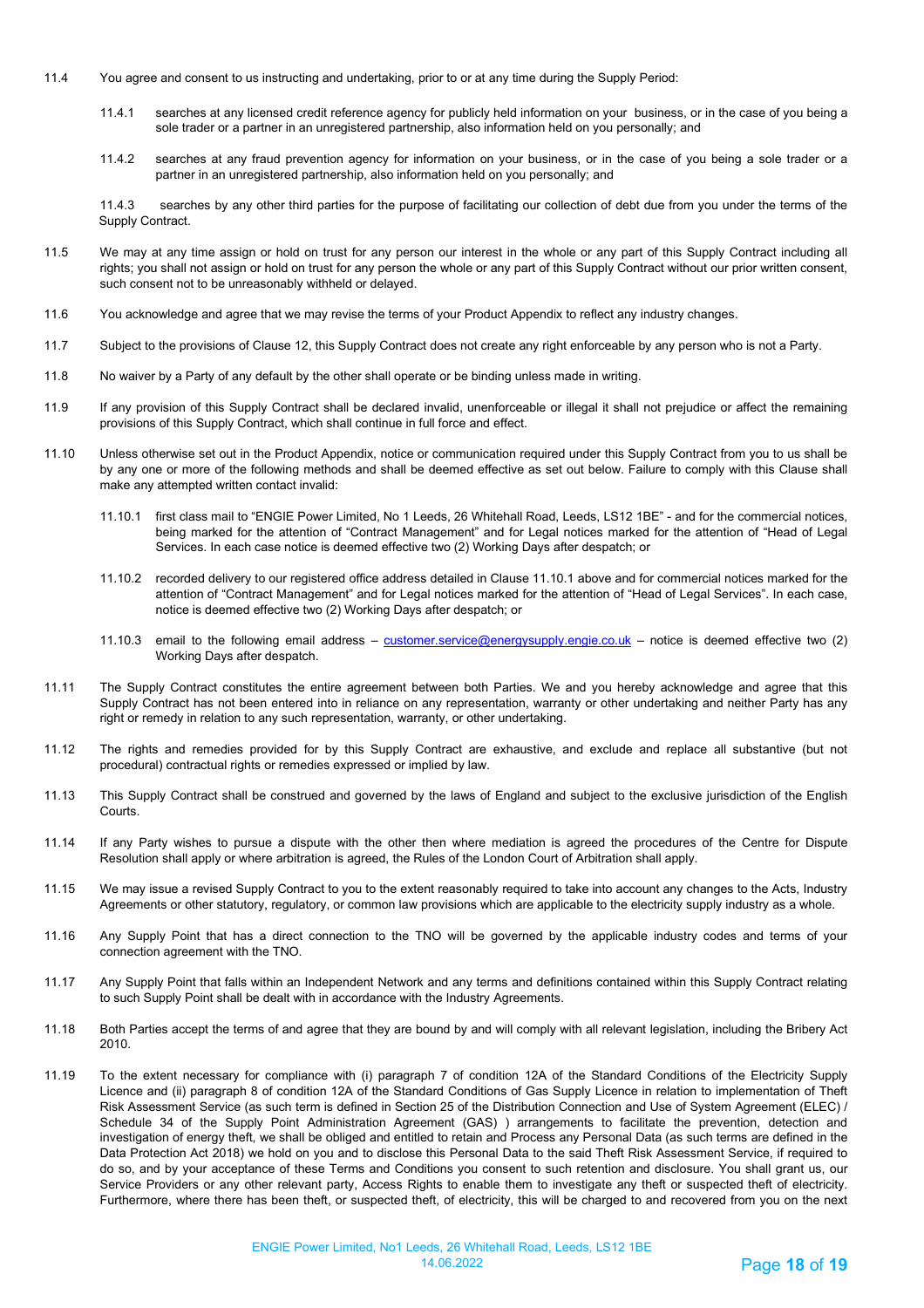11.4 You agree and consent to us instructing and undertaking, prior to or at any time during the Supply Period:

11.4.1 searches at any licensed credit reference agency for publicly held information on your business, or in the case of you being a sole trader or a partner in an unregistered partnership, also information held on you personally; and

11.4.2 searches at any fraud prevention agency for information on your business, or in the case of you being a sole trader or a partner in an unregistered partnership, also information held on you personally; and

11.4.3 searches by any other third parties for the purpose of facilitating our collection of debt due from you under the terms of the Supply Contract.

11.5 We may at any time assign or hold on trust for any person our interest in the whole or any part of this Supply Contract including all rights; you shall not assign or hold on trust for any person the whole or any part of this Supply Contract without our prior written consent, such consent not to be unreasonably withheld or delayed.

11.6 You acknowledge and agree that we may revise the terms of your Product Appendix to reflect any industry changes.

11.7 Subject to the provisions of Clause 12, this Supply Contract does not create any right enforceable by any person who is not a Party.

11.8 No waiver by a Party of any default by the other shall operate or be binding unless made in writing.

11.9 If any provision of this Supply Contract shall be declared invalid, unenforceable or illegal it shall not prejudice or affect the remaining provisions of this Supply Contract, which shall continue in full force and effect.

11.10 Unless otherwise set out in the Product Appendix, notice or communication required under this Supply Contract from you to us shall be by any one or more of the following methods and shall be deemed effective as set out below. Failure to comply with this Clause shall make any attempted written contact invalid:

11.10.1 first class mail to "ENGIE Power Limited, No 1 Leeds, 26 Whitehall Road, Leeds, LS12 1BE" - and for the commercial notices, being marked for the attention of "Contract Management" and for Legal notices marked for the attention of "Head of Legal Services. In each case notice is deemed effective two (2) Working Days after despatch; or

11.10.2 recorded delivery to our registered office address detailed in Clause 11.10.1 above and for commercial notices marked for the attention of "Contract Management" and for Legal notices marked for the attention of "Head of Legal Services". In each case, notice is deemed effective two (2) Working Days after despatch; or

11.10.3 email to the following email address – customer.service@energysupply.engie.co.uk – notice is deemed effective two (2) Working Days after despatch.

11.11 The Supply Contract constitutes the entire agreement between both Parties. We and you hereby acknowledge and agree that this Supply Contract has not been entered into in reliance on any representation, warranty or other undertaking and neither Party has any right or remedy in relation to any such representation, warranty, or other undertaking.

11.12 The rights and remedies provided for by this Supply Contract are exhaustive, and exclude and replace all substantive (but not procedural) contractual rights or remedies expressed or implied by law.

11.13 This Supply Contract shall be construed and governed by the laws of England and subject to the exclusive jurisdiction of the English Courts.

11.14 If any Party wishes to pursue a dispute with the other then where mediation is agreed the procedures of the Centre for Dispute Resolution shall apply or where arbitration is agreed, the Rules of the London Court of Arbitration shall apply.

11.15 We may issue a revised Supply Contract to you to the extent reasonably required to take into account any changes to the Acts, Industry Agreements or other statutory, regulatory, or common law provisions which are applicable to the electricity supply industry as a whole.

11.16 Any Supply Point that has a direct connection to the TNO will be governed by the applicable industry codes and terms of your connection agreement with the TNO.

11.17 Any Supply Point that falls within an Independent Network and any terms and definitions contained within this Supply Contract relating to such Supply Point shall be dealt with in accordance with the Industry Agreements.

11.18 Both Parties accept the terms of and agree that they are bound by and will comply with all relevant legislation, including the Bribery Act 2010.

11.19 To the extent necessary for compliance with (i) paragraph 7 of condition 12A of the Standard Conditions of the Electricity Supply Licence and (ii) paragraph 8 of condition 12A of the Standard Conditions of Gas Supply Licence in relation to implementation of Theft Risk Assessment Service (as such term is defined in Section 25 of the Distribution Connection and Use of System Agreement (ELEC) / Schedule 34 of the Supply Point Administration Agreement (GAS) ) arrangements to facilitate the prevention, detection and investigation of energy theft, we shall be obliged and entitled to retain and Process any Personal Data (as such terms are defined in the Data Protection Act 2018) we hold on you and to disclose this Personal Data to the said Theft Risk Assessment Service, if required to do so, and by your acceptance of these Terms and Conditions you consent to such retention and disclosure. You shall grant us, our Service Providers or any other relevant party, Access Rights to enable them to investigate any theft or suspected theft of electricity. Furthermore, where there has been theft, or suspected theft, of electricity, this will be charged to and recovered from you on the next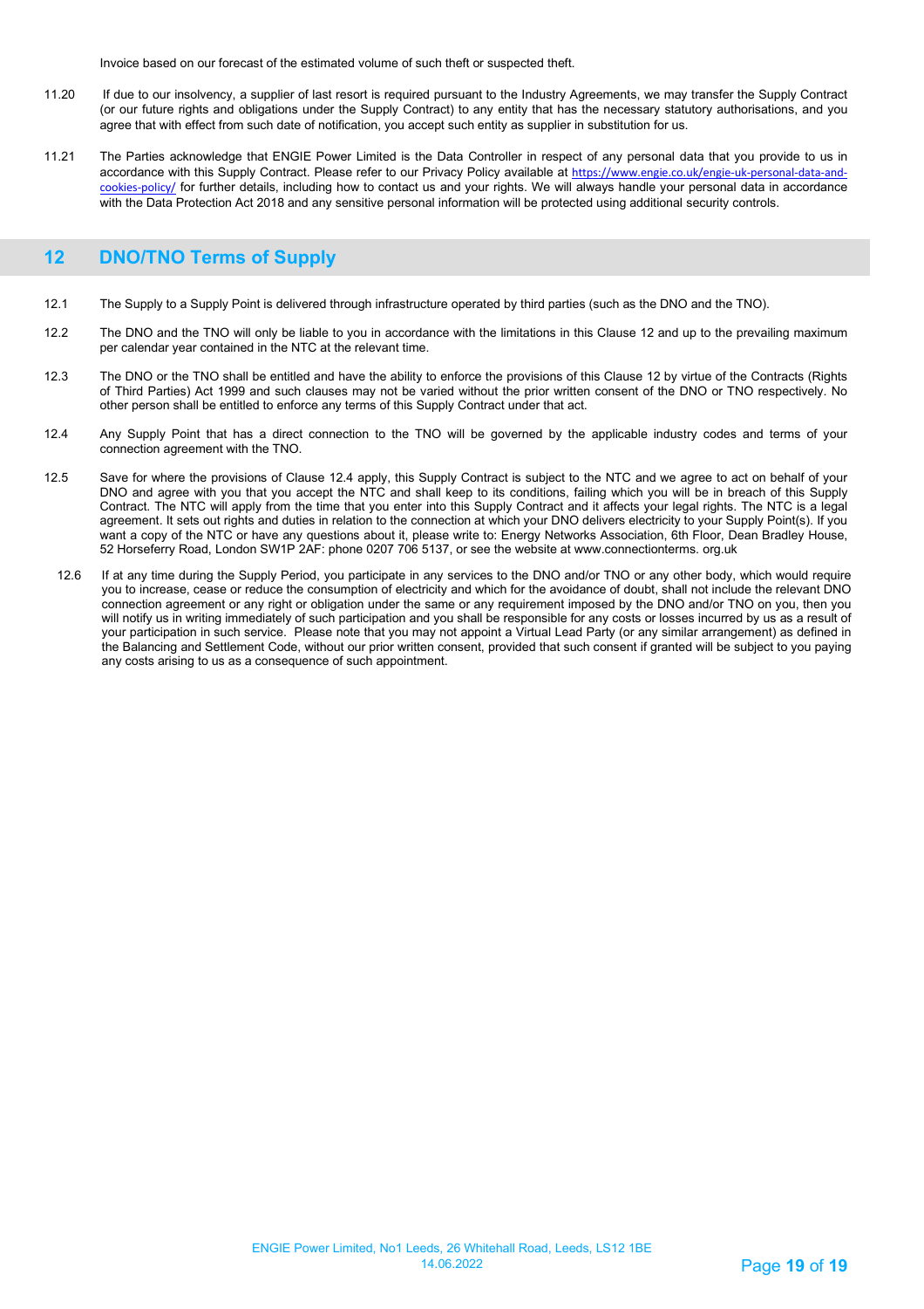Invoice based on our forecast of the estimated volume of such theft or suspected theft.

11.20 If due to our insolvency, a supplier of last resort is required pursuant to the Industry Agreements, we may transfer the Supply Contract (or our future rights and obligations under the Supply Contract) to any entity that has the necessary statutory authorisations, and you agree that with effect from such date of notification, you accept such entity as supplier in substitution for us.

11.21 The Parties acknowledge that ENGIE Power Limited is the Data Controller in respect of any personal data that you provide to us in accordance with this Supply Contract. Please refer to our Privacy Policy available at https://www.engie.co.uk/engie-uk-personal-data-and-cookies-policy/ for further details, including how to contact us and your rights. We will always handle your personal data in accordance with the Data Protection Act 2018 and any sensitive personal information will be protected using additional security controls.

## 12 DNO/TNO Terms of Supply

12.1 The Supply to a Supply Point is delivered through infrastructure operated by third parties (such as the DNO and the TNO).

12.2 The DNO and the TNO will only be liable to you in accordance with the limitations in this Clause 12 and up to the prevailing maximum per calendar year contained in the NTC at the relevant time.

12.3 The DNO or the TNO shall be entitled and have the ability to enforce the provisions of this Clause 12 by virtue of the Contracts (Rights of Third Parties) Act 1999 and such clauses may not be varied without the prior written consent of the DNO or TNO respectively. No other person shall be entitled to enforce any terms of this Supply Contract under that act.

12.4 Any Supply Point that has a direct connection to the TNO will be governed by the applicable industry codes and terms of your connection agreement with the TNO.

12.5 Save for where the provisions of Clause 12.4 apply, this Supply Contract is subject to the NTC and we agree to act on behalf of your DNO and agree with you that you accept the NTC and shall keep to its conditions, failing which you will be in breach of this Supply Contract. The NTC will apply from the time that you enter into this Supply Contract and it affects your legal rights. The NTC is a legal agreement. It sets out rights and duties in relation to the connection at which your DNO delivers electricity to your Supply Point(s). If you want a copy of the NTC or have any questions about it, please write to: Energy Networks Association, 6th Floor, Dean Bradley House, 52 Horseferry Road, London SW1P 2AF: phone 0207 706 5137, or see the website at www.connectionterms. org.uk

12.6 If at any time during the Supply Period, you participate in any services to the DNO and/or TNO or any other body, which would require you to increase, cease or reduce the consumption of electricity and which for the avoidance of doubt, shall not include the relevant DNO connection agreement or any right or obligation under the same or any requirement imposed by the DNO and/or TNO on you, then you will notify us in writing immediately of such participation and you shall be responsible for any costs or losses incurred by us as a result of your participation in such service. Please note that you may not appoint a Virtual Lead Party (or any similar arrangement) as defined in the Balancing and Settlement Code, without our prior written consent, provided that such consent if granted will be subject to you paying any costs arising to us as a consequence of such appointment.

ENGIE Power Limited, No1 Leeds, 26 Whitehall Road, Leeds, LS12 1BE
14.06.2022